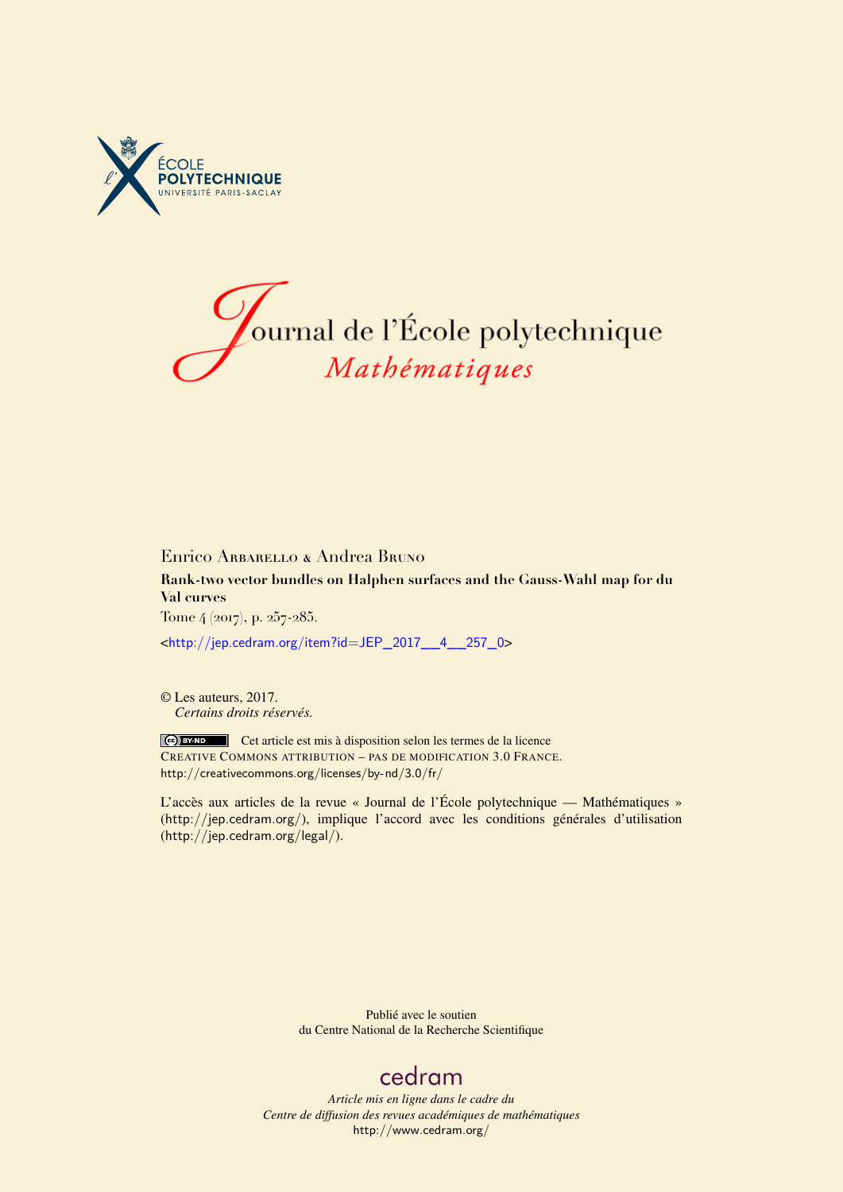Journal de l'École polytechnique
*Mathématiques*

Enrico Arbarello & Andrea Bruno

**Rank-two vector bundles on Halphen surfaces and the Gauss-Wahl map for du Val curves**

Tome 4 (2017), p. 257-285.

<http://jep.cedram.org/item?id=JEP_2017__4__257_0>

© Les auteurs, 2017.
*Certains droits réservés.*

Cet article est mis à disposition selon les termes de la licence
Creative Commons attribution – pas de modification 3.0 France.
http://creativecommons.org/licenses/by-nd/3.0/fr/

L'accès aux articles de la revue « Journal de l'École polytechnique — Mathématiques » (http://jep.cedram.org/), implique l'accord avec les conditions générales d'utilisation (http://jep.cedram.org/legal/).

Publié avec le soutien
du Centre National de la Recherche Scientifique

cedram

*Article mis en ligne dans le cadre du*
*Centre de diffusion des revues académiques de mathématiques*
http://www.cedram.org/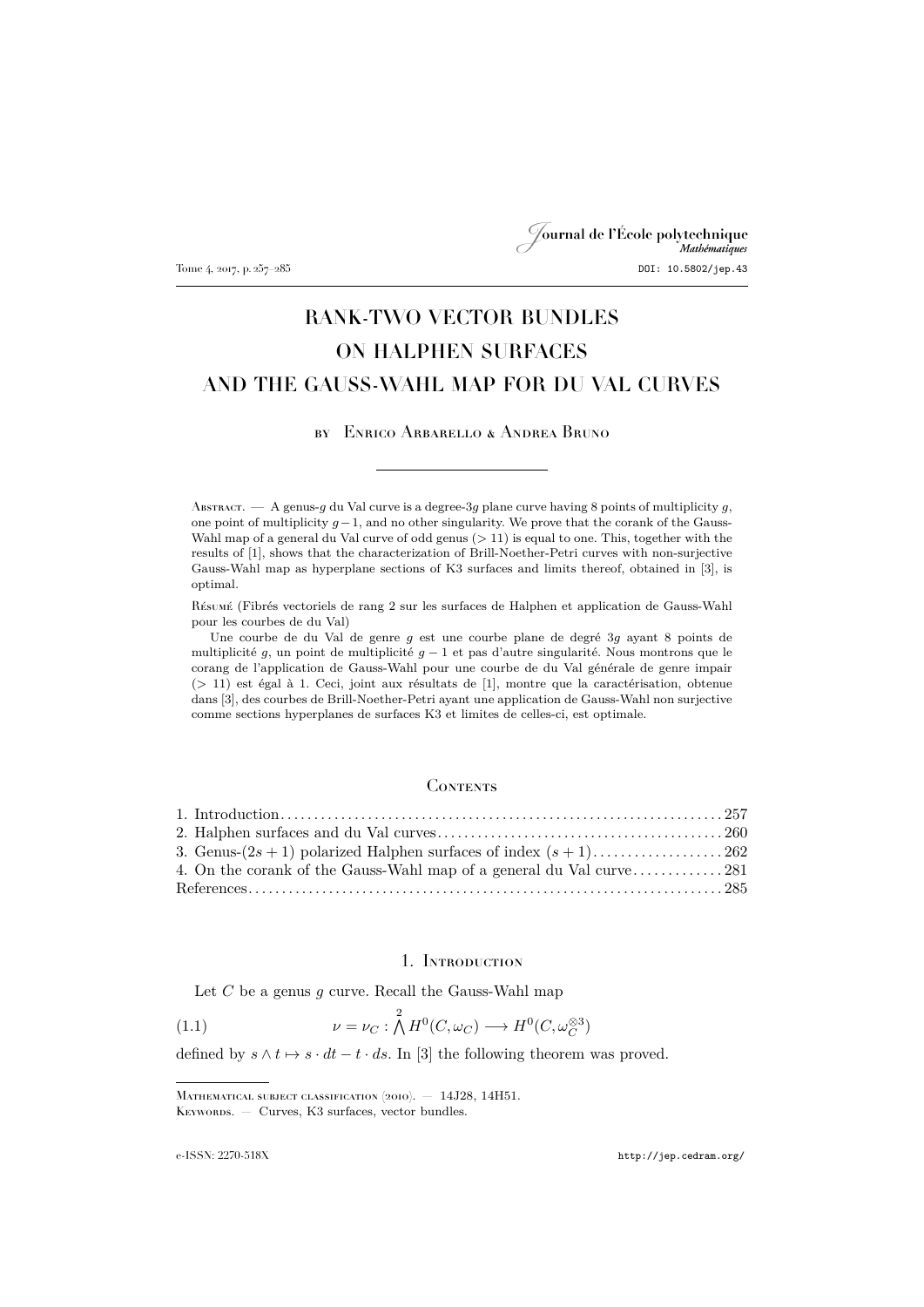# RANK-TWO VECTOR BUNDLES ON HALPHEN SURFACES AND THE GAUSS-WAHL MAP FOR DU VAL CURVES

by Enrico Arbarello & Andrea Bruno

Abstract. — A genus-$g$ du Val curve is a degree-$3g$ plane curve having 8 points of multiplicity $g$, one point of multiplicity $g-1$, and no other singularity. We prove that the corank of the Gauss-Wahl map of a general du Val curve of odd genus ($>11$) is equal to one. This, together with the results of [1], shows that the characterization of Brill-Noether-Petri curves with non-surjective Gauss-Wahl map as hyperplane sections of K3 surfaces and limits thereof, obtained in [3], is optimal.

Résumé (Fibrés vectoriels de rang 2 sur les surfaces de Halphen et application de Gauss-Wahl pour les courbes de du Val)

Une courbe de du Val de genre $g$ est une courbe plane de degré $3g$ ayant 8 points de multiplicité $g$, un point de multiplicité $g-1$ et pas d'autre singularité. Nous montrons que le corang de l'application de Gauss-Wahl d'une courbe de du Val générale de genre impair ($>11$) est égal à 1. Ceci, joint aux résultats de [1], montre que la caractérisation, obtenue dans [3], des courbes de Brill-Noether-Petri ayant une application de Gauss-Wahl non surjective comme sections hyperplanes de surfaces K3 et limites de celles-ci, est optimale.

## Contents

1. Introduction . . . . . 257
2. Halphen surfaces and du Val curves . . . . . 260
3. Genus-$(2s+1)$ polarized Halphen surfaces of index $(s+1)$ . . . . . 262
4. On the corank of the Gauss-Wahl map of a general du Val curve . . . . . 281

References . . . . . 285

## 1. Introduction

Let $C$ be a genus $g$ curve. Recall the Gauss-Wahl map

$$\nu = \nu_C : \bigwedge^2 H^0(C, \omega_C) \longrightarrow H^0(C, \omega_C^{\otimes 3}) \tag{1.1}$$

defined by $s \wedge t \mapsto s \cdot dt - t \cdot ds$. In [3] the following theorem was proved.

Mathematical subject classification (2010). — 14J28, 14H51.

Keywords. — Curves, K3 surfaces, vector bundles.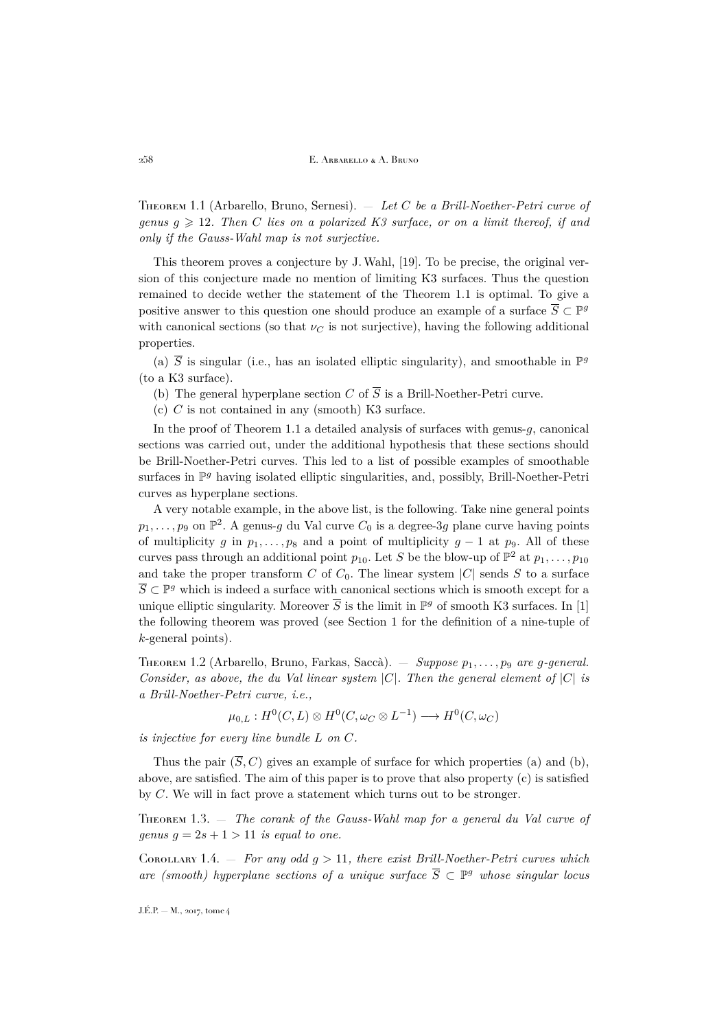**Theorem 1.1** (Arbarello, Bruno, Sernesi). — *Let $C$ be a Brill-Noether-Petri curve of genus $g \geqslant 12$. Then $C$ lies on a polarized K3 surface, or on a limit thereof, if and only if the Gauss-Wahl map is not surjective.*

This theorem proves a conjecture by J. Wahl, [19]. To be precise, the original version of this conjecture made no mention of limiting K3 surfaces. Thus the question remained to decide wether the statement of the Theorem 1.1 is optimal. To give a positive answer to this question one should produce an example of a surface $\overline{S} \subset \mathbb{P}^g$ with canonical sections (so that $\nu_C$ is not surjective), having the following additional properties.

(a) $\overline{S}$ is singular (i.e., has an isolated elliptic singularity), and smoothable in $\mathbb{P}^g$ (to a K3 surface).

(b) The general hyperplane section $C$ of $\overline{S}$ is a Brill-Noether-Petri curve.

(c) $C$ is not contained in any (smooth) K3 surface.

In the proof of Theorem 1.1 a detailed analysis of surfaces with genus-$g$, canonical sections was carried out, under the additional hypothesis that these sections should be Brill-Noether-Petri curves. This led to a list of possible examples of smoothable surfaces in $\mathbb{P}^g$ having isolated elliptic singularities, and, possibly, Brill-Noether-Petri curves as hyperplane sections.

A very notable example, in the above list, is the following. Take nine general points $p_1, \dots, p_9$ on $\mathbb{P}^2$. A genus-$g$ du Val curve $C_0$ is a degree-$3g$ plane curve having points of multiplicity $g$ in $p_1, \dots, p_8$ and a point of multiplicity $g-1$ at $p_9$. All of these curves pass through an additional point $p_{10}$. Let $S$ be the blow-up of $\mathbb{P}^2$ at $p_1, \dots, p_{10}$ and take the proper transform $C$ of $C_0$. The linear system $|C|$ sends $S$ to a surface $\overline{S} \subset \mathbb{P}^g$ which is indeed a surface with canonical sections which is smooth except for a unique elliptic singularity. Moreover $\overline{S}$ is the limit in $\mathbb{P}^g$ of smooth K3 surfaces. In [1] the following theorem was proved (see Section 1 for the definition of a nine-tuple of $k$-general points).

**Theorem 1.2** (Arbarello, Bruno, Farkas, Saccà). — *Suppose $p_1, \dots, p_9$ are $g$-general. Consider, as above, the du Val linear system $|C|$. Then the general element of $|C|$ is a Brill-Noether-Petri curve, i.e.,*

$$\mu_{0,L} : H^0(C, L) \otimes H^0(C, \omega_C \otimes L^{-1}) \longrightarrow H^0(C, \omega_C)$$

*is injective for every line bundle $L$ on $C$.*

Thus the pair $(\overline{S}, C)$ gives an example of surface for which properties (a) and (b), above, are satisfied. The aim of this paper is to prove that also property (c) is satisfied by $C$. We will in fact prove a statement which turns out to be stronger.

**Theorem 1.3.** — *The corank of the Gauss-Wahl map for a general du Val curve of genus $g = 2s + 1 > 11$ is equal to one.*

**Corollary 1.4.** — *For any odd $g > 11$, there exist Brill-Noether-Petri curves which are (smooth) hyperplane sections of a unique surface $\overline{S} \subset \mathbb{P}^g$ whose singular locus*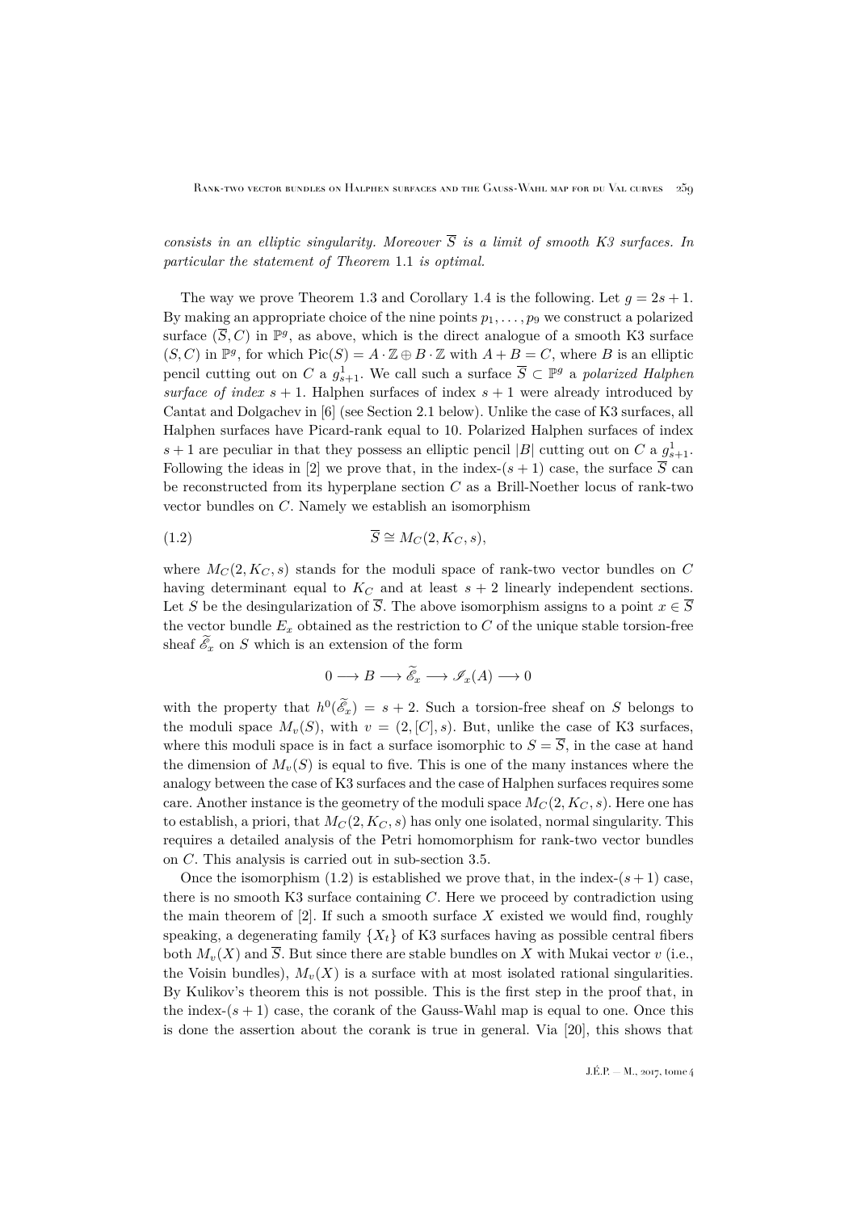*consists in an elliptic singularity. Moreover $\overline{S}$ is a limit of smooth K3 surfaces. In particular the statement of Theorem* 1.1 *is optimal.*

The way we prove Theorem 1.3 and Corollary 1.4 is the following. Let $g = 2s+1$. By making an appropriate choice of the nine points $p_1, \ldots, p_9$ we construct a polarized surface $(\overline{S}, C)$ in $\mathbb{P}^g$, as above, which is the direct analogue of a smooth K3 surface $(S, C)$ in $\mathbb{P}^g$, for which $\operatorname{Pic}(S) = A \cdot \mathbb{Z} \oplus B \cdot \mathbb{Z}$ with $A + B = C$, where $B$ is an elliptic pencil cutting out on $C$ a $g^1_{s+1}$. We call such a surface $\overline{S} \subset \mathbb{P}^g$ a *polarized Halphen surface of index* $s+1$. Halphen surfaces of index $s+1$ were already introduced by Cantat and Dolgachev in [6] (see Section 2.1 below). Unlike the case of K3 surfaces, all Halphen surfaces have Picard-rank equal to 10. Polarized Halphen surfaces of index $s+1$ are peculiar in that they possess an elliptic pencil $|B|$ cutting out on $C$ a $g^1_{s+1}$. Following the ideas in [2] we prove that, in the index-$(s+1)$ case, the surface $\overline{S}$ can be reconstructed from its hyperplane section $C$ as a Brill-Noether locus of rank-two vector bundles on $C$. Namely we establish an isomorphism

$$\overline{S} \cong M_C(2, K_C, s), \tag{1.2}$$

where $M_C(2, K_C, s)$ stands for the moduli space of rank-two vector bundles on $C$ having determinant equal to $K_C$ and at least $s+2$ linearly independent sections. Let $S$ be the desingularization of $\overline{S}$. The above isomorphism assigns to a point $x \in \overline{S}$ the vector bundle $E_x$ obtained as the restriction to $C$ of the unique stable torsion-free sheaf $\widetilde{\mathscr{E}}_x$ on $S$ which is an extension of the form

$$0 \longrightarrow B \longrightarrow \widetilde{\mathscr{E}}_x \longrightarrow \mathscr{I}_x(A) \longrightarrow 0$$

with the property that $h^0(\widetilde{\mathscr{E}}_x) = s+2$. Such a torsion-free sheaf on $S$ belongs to the moduli space $M_v(S)$, with $v = (2, [C], s)$. But, unlike the case of K3 surfaces, where this moduli space is in fact a surface isomorphic to $S = \overline{S}$, in the case at hand the dimension of $M_v(S)$ is equal to five. This is one of the many instances where the analogy between the case of K3 surfaces and the case of Halphen surfaces requires some care. Another instance is the geometry of the moduli space $M_C(2, K_C, s)$. Here one has to establish, a priori, that $M_C(2, K_C, s)$ has only one isolated, normal singularity. This requires a detailed analysis of the Petri homomorphism for rank-two vector bundles on $C$. This analysis is carried out in sub-section 3.5.

Once the isomorphism (1.2) is established we prove that, in the index-$(s+1)$ case, there is no smooth K3 surface containing $C$. Here we proceed by contradiction using the main theorem of [2]. If such a smooth surface $X$ existed we would find, roughly speaking, a degenerating family $\{X_t\}$ of K3 surfaces having as possible central fibers both $M_v(X)$ and $\overline{S}$. But since there are stable bundles on $X$ with Mukai vector $v$ (i.e., the Voisin bundles), $M_v(X)$ is a surface with at most isolated rational singularities. By Kulikov's theorem this is not possible. This is the first step in the proof that, in the index-$(s+1)$ case, the corank of the Gauss-Wahl map is equal to one. Once this is done the assertion about the corank is true in general. Via [20], this shows that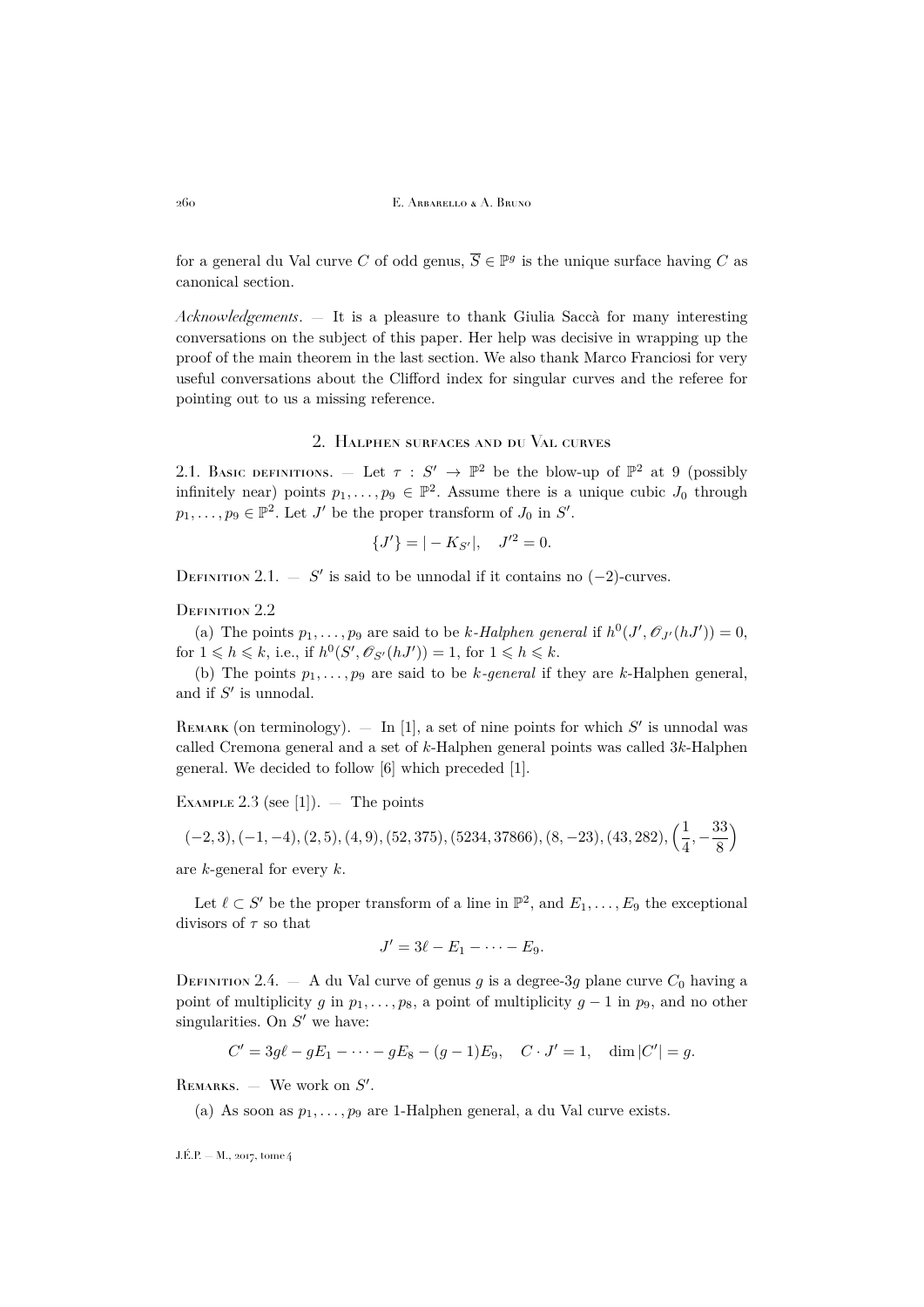for a general du Val curve $C$ of odd genus, $\overline{S} \in \mathbb{P}^g$ is the unique surface having $C$ as canonical section.

*Acknowledgements*. — It is a pleasure to thank Giulia Saccà for many interesting conversations on the subject of this paper. Her help was decisive in wrapping up the proof of the main theorem in the last section. We also thank Marco Franciosi for very useful conversations about the Clifford index for singular curves and the referee for pointing out to us a missing reference.

## 2. Halphen surfaces and du Val curves

2.1. Basic definitions. — Let $\tau : S' \to \mathbb{P}^2$ be the blow-up of $\mathbb{P}^2$ at 9 (possibly infinitely near) points $p_1, \dots, p_9 \in \mathbb{P}^2$. Assume there is a unique cubic $J_0$ through $p_1, \dots, p_9 \in \mathbb{P}^2$. Let $J'$ be the proper transform of $J_0$ in $S'$.

$$\{J'\} = |-K_{S'}|, \quad J'^2 = 0.$$

Definition 2.1. — $S'$ is said to be unnodal if it contains no $(-2)$-curves.

Definition 2.2

(a) The points $p_1, \dots, p_9$ are said to be *$k$-Halphen general* if $h^0(J', \mathscr{O}_{J'}(hJ')) = 0$, for $1 \leqslant h \leqslant k$, i.e., if $h^0(S', \mathscr{O}_{S'}(hJ')) = 1$, for $1 \leqslant h \leqslant k$.

(b) The points $p_1, \dots, p_9$ are said to be *$k$-general* if they are $k$-Halphen general, and if $S'$ is unnodal.

Remark (on terminology). — In [1], a set of nine points for which $S'$ is unnodal was called Cremona general and a set of $k$-Halphen general points was called $3k$-Halphen general. We decided to follow [6] which preceded [1].

Example 2.3 (see [1]). — The points

$$(-2,3), (-1,-4), (2,5), (4,9), (52,375), (5234,37866), (8,-23), (43,282), \left(\frac{1}{4}, -\frac{33}{8}\right)$$

are $k$-general for every $k$.

Let $\ell \subset S'$ be the proper transform of a line in $\mathbb{P}^2$, and $E_1, \dots, E_9$ the exceptional divisors of $\tau$ so that

$$J' = 3\ell - E_1 - \cdots - E_9.$$

Definition 2.4. — A du Val curve of genus $g$ is a degree-$3g$ plane curve $C_0$ having a point of multiplicity $g$ in $p_1, \dots, p_8$, a point of multiplicity $g-1$ in $p_9$, and no other singularities. On $S'$ we have:

$$C' = 3g\ell - gE_1 - \cdots - gE_8 - (g-1)E_9, \quad C \cdot J' = 1, \quad \dim |C'| = g.$$

Remarks. — We work on $S'$.

(a) As soon as $p_1, \dots, p_9$ are 1-Halphen general, a du Val curve exists.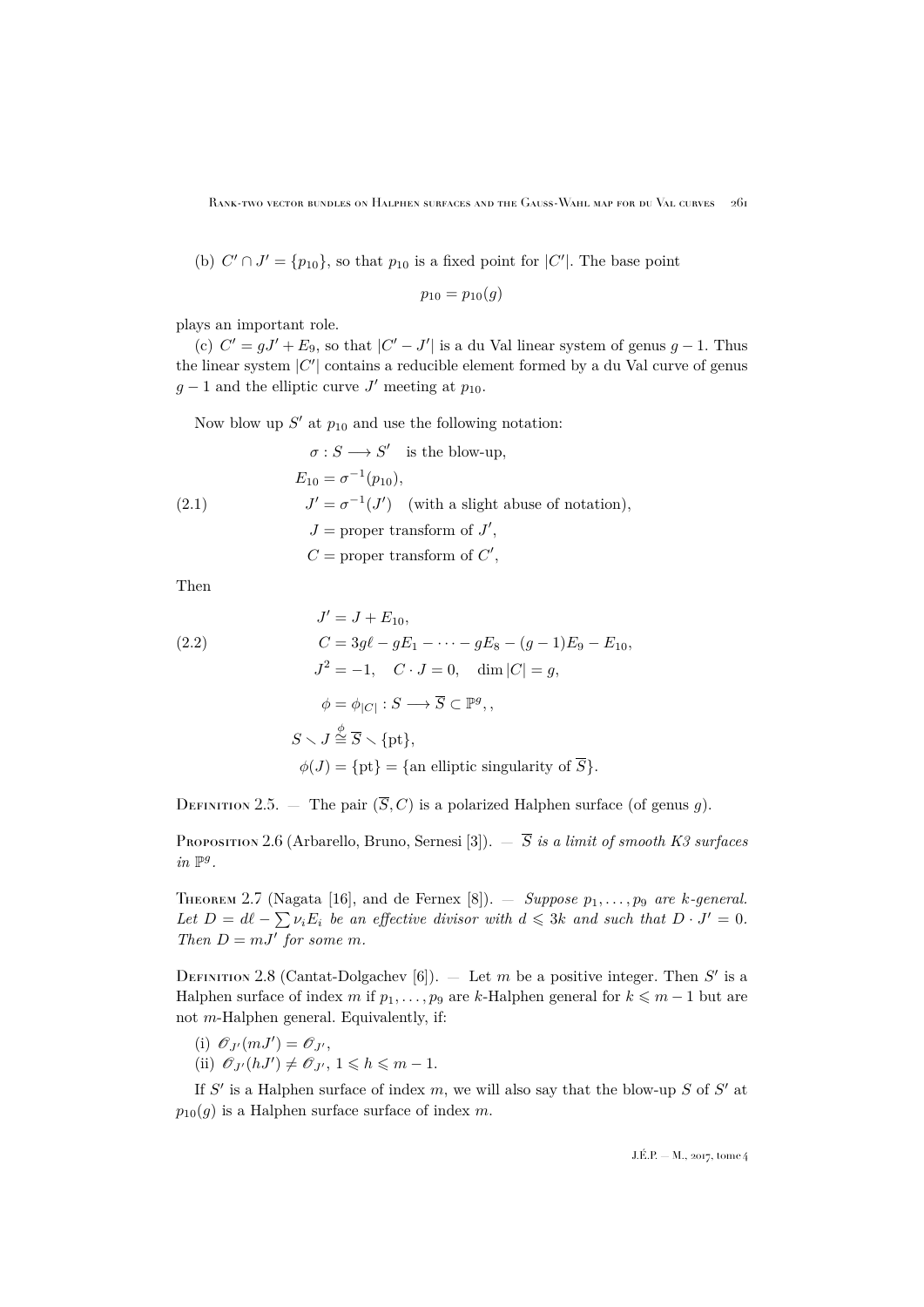(b) $C'\cap J'=\{p_{10}\}$, so that $p_{10}$ is a fixed point for $|C'|$. The base point

$$p_{10}=p_{10}(g)$$

plays an important role.

(c) $C'=gJ'+E_9$, so that $|C'-J'|$ is a du Val linear system of genus $g-1$. Thus the linear system $|C'|$ contains a reducible element formed by a du Val curve of genus $g-1$ and the elliptic curve $J'$ meeting at $p_{10}$.

Now blow up $S'$ at $p_{10}$ and use the following notation:

$$\begin{aligned}
&\sigma : S \longrightarrow S' \quad \text{is the blow-up,}\\
&E_{10}=\sigma^{-1}(p_{10}),\\
&J'=\sigma^{-1}(J') \quad \text{(with a slight abuse of notation),}\\
&J = \text{proper transform of } J',\\
&C = \text{proper transform of } C',
\end{aligned} \tag{2.1}$$

Then

$$\begin{aligned}
&J'=J+E_{10},\\
&C=3g\ell-gE_1-\cdots-gE_8-(g-1)E_9-E_{10},\\
&J^2=-1,\quad C\cdot J=0,\quad \dim|C|=g,\\
&\phi=\phi_{|C|}:S\longrightarrow \overline{S}\subset\mathbb{P}^g,,\\
&S\smallsetminus J\overset{\phi}{\cong}\overline{S}\smallsetminus\{\mathrm{pt}\},\\
&\phi(J)=\{\mathrm{pt}\}=\{\text{an elliptic singularity of } \overline{S}\}.
\end{aligned} \tag{2.2}$$

Definition 2.5. — The pair $(\overline{S},C)$ is a polarized Halphen surface (of genus $g$).

Proposition 2.6 (Arbarello, Bruno, Sernesi [3]). — *$\overline{S}$ is a limit of smooth K3 surfaces in $\mathbb{P}^g$.*

Theorem 2.7 (Nagata [16], and de Fernex [8]). — *Suppose $p_1,\dots,p_9$ are $k$-general. Let $D=d\ell-\sum\nu_iE_i$ be an effective divisor with $d\leqslant 3k$ and such that $D\cdot J'=0$. Then $D=mJ'$ for some $m$.*

Definition 2.8 (Cantat-Dolgachev [6]). — Let $m$ be a positive integer. Then $S'$ is a Halphen surface of index $m$ if $p_1,\dots,p_9$ are $k$-Halphen general for $k\leqslant m-1$ but are not $m$-Halphen general. Equivalently, if:

(i) $\mathscr{O}_{J'}(mJ')=\mathscr{O}_{J'}$,

(ii) $\mathscr{O}_{J'}(hJ')\neq\mathscr{O}_{J'}$, $1\leqslant h\leqslant m-1$.

If $S'$ is a Halphen surface of index $m$, we will also say that the blow-up $S$ of $S'$ at $p_{10}(g)$ is a Halphen surface surface of index $m$.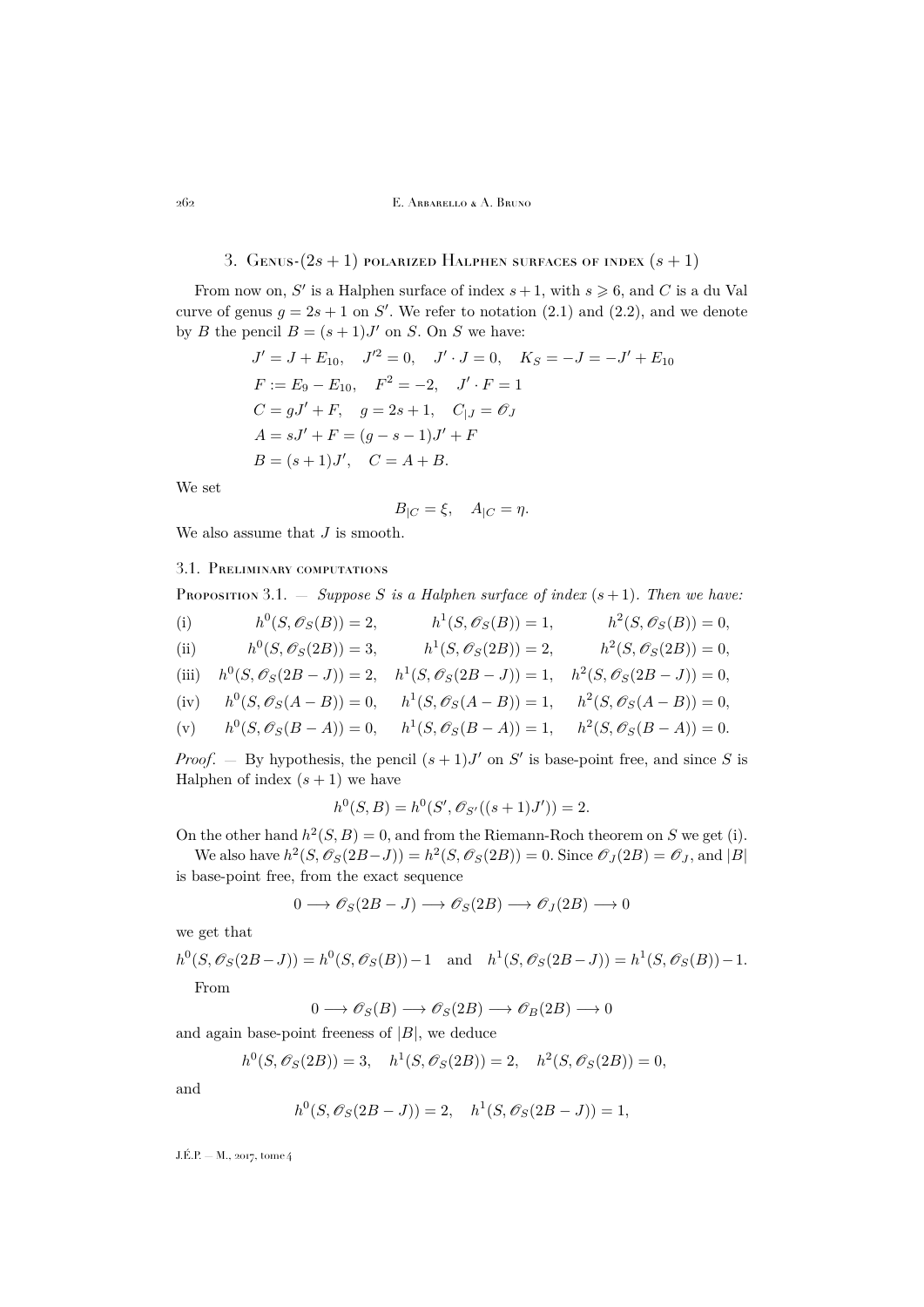## 3. Genus-$(2s+1)$ polarized Halphen surfaces of index $(s+1)$

From now on, $S'$ is a Halphen surface of index $s+1$, with $s \geqslant 6$, and $C$ is a du Val curve of genus $g = 2s+1$ on $S'$. We refer to notation (2.1) and (2.2), and we denote by $B$ the pencil $B = (s+1)J'$ on $S$. On $S$ we have:

$$
\begin{aligned}
&J' = J + E_{10}, \quad J'^2 = 0, \quad J' \cdot J = 0, \quad K_S = -J = -J' + E_{10}\\
&F := E_9 - E_{10}, \quad F^2 = -2, \quad J' \cdot F = 1\\
&C = gJ' + F, \quad g = 2s+1, \quad C_{|J} = \mathscr{O}_J\\
&A = sJ' + F = (g-s-1)J' + F\\
&B = (s+1)J', \quad C = A + B.
\end{aligned}
$$

We set

$$
B_{|C} = \xi, \quad A_{|C} = \eta.
$$

We also assume that $J$ is smooth.

### 3.1. Preliminary computations

**Proposition 3.1.** — *Suppose $S$ is a Halphen surface of index $(s+1)$. Then we have:*

$$
\begin{array}{llll}
\text{(i)} & h^0(S, \mathscr{O}_S(B)) = 2, & h^1(S, \mathscr{O}_S(B)) = 1, & h^2(S, \mathscr{O}_S(B)) = 0,\\
\text{(ii)} & h^0(S, \mathscr{O}_S(2B)) = 3, & h^1(S, \mathscr{O}_S(2B)) = 2, & h^2(S, \mathscr{O}_S(2B)) = 0,\\
\text{(iii)} & h^0(S, \mathscr{O}_S(2B-J)) = 2, & h^1(S, \mathscr{O}_S(2B-J)) = 1, & h^2(S, \mathscr{O}_S(2B-J)) = 0,\\
\text{(iv)} & h^0(S, \mathscr{O}_S(A-B)) = 0, & h^1(S, \mathscr{O}_S(A-B)) = 1, & h^2(S, \mathscr{O}_S(A-B)) = 0,\\
\text{(v)} & h^0(S, \mathscr{O}_S(B-A)) = 0, & h^1(S, \mathscr{O}_S(B-A)) = 1, & h^2(S, \mathscr{O}_S(B-A)) = 0.
\end{array}
$$

*Proof.* — By hypothesis, the pencil $(s+1)J'$ on $S'$ is base-point free, and since $S$ is Halphen of index $(s+1)$ we have

$$
h^0(S, B) = h^0(S', \mathscr{O}_{S'}((s+1)J')) = 2.
$$

On the other hand $h^2(S, B) = 0$, and from the Riemann-Roch theorem on $S$ we get (i).

We also have $h^2(S, \mathscr{O}_S(2B-J)) = h^2(S, \mathscr{O}_S(2B)) = 0$. Since $\mathscr{O}_J(2B) = \mathscr{O}_J$, and $|B|$ is base-point free, from the exact sequence

$$
0 \longrightarrow \mathscr{O}_S(2B-J) \longrightarrow \mathscr{O}_S(2B) \longrightarrow \mathscr{O}_J(2B) \longrightarrow 0
$$

we get that

$$
h^0(S, \mathscr{O}_S(2B-J)) = h^0(S, \mathscr{O}_S(B)) - 1 \quad \text{and} \quad h^1(S, \mathscr{O}_S(2B-J)) = h^1(S, \mathscr{O}_S(B)) - 1.
$$

From

$$
0 \longrightarrow \mathscr{O}_S(B) \longrightarrow \mathscr{O}_S(2B) \longrightarrow \mathscr{O}_B(2B) \longrightarrow 0
$$

and again base-point freeness of $|B|$, we deduce

$$
h^0(S, \mathscr{O}_S(2B)) = 3, \quad h^1(S, \mathscr{O}_S(2B)) = 2, \quad h^2(S, \mathscr{O}_S(2B)) = 0,
$$

and

$$
h^0(S, \mathscr{O}_S(2B-J)) = 2, \quad h^1(S, \mathscr{O}_S(2B-J)) = 1,
$$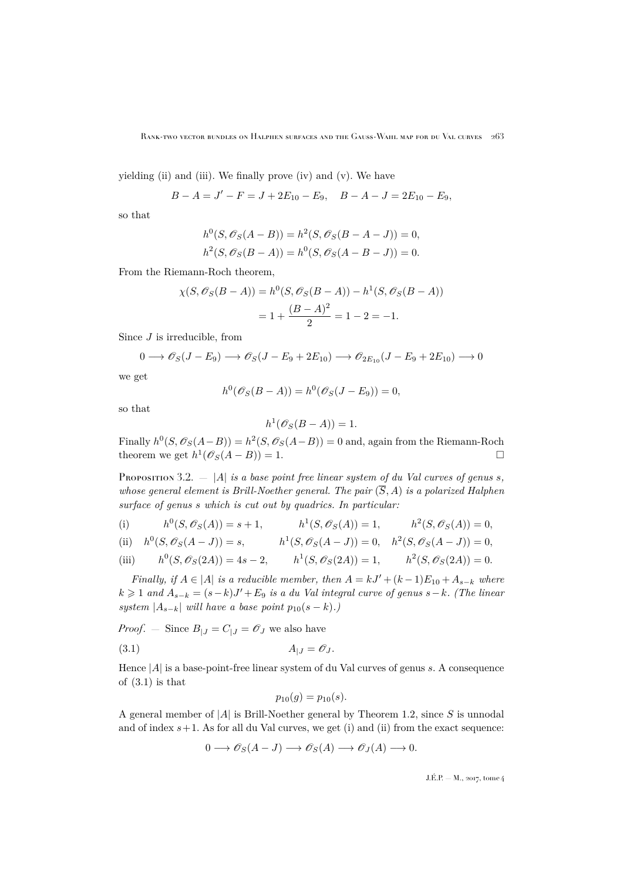yielding (ii) and (iii). We finally prove (iv) and (v). We have

$$B - A = J' - F = J + 2E_{10} - E_9, \quad B - A - J = 2E_{10} - E_9,$$

so that

$$h^0(S, \mathscr{O}_S(A - B)) = h^2(S, \mathscr{O}_S(B - A - J)) = 0,$$
$$h^2(S, \mathscr{O}_S(B - A)) = h^0(S, \mathscr{O}_S(A - B - J)) = 0.$$

From the Riemann-Roch theorem,

$$\chi(S, \mathscr{O}_S(B - A)) = h^0(S, \mathscr{O}_S(B - A)) - h^1(S, \mathscr{O}_S(B - A))$$
$$= 1 + \frac{(B - A)^2}{2} = 1 - 2 = -1.$$

Since $J$ is irreducible, from

$$0 \longrightarrow \mathscr{O}_S(J - E_9) \longrightarrow \mathscr{O}_S(J - E_9 + 2E_{10}) \longrightarrow \mathscr{O}_{2E_{10}}(J - E_9 + 2E_{10}) \longrightarrow 0$$

we get

$$h^0(\mathscr{O}_S(B - A)) = h^0(\mathscr{O}_S(J - E_9)) = 0,$$

so that

$$h^1(\mathscr{O}_S(B - A)) = 1.$$

Finally $h^0(S, \mathscr{O}_S(A - B)) = h^2(S, \mathscr{O}_S(A - B)) = 0$ and, again from the Riemann-Roch theorem we get $h^1(\mathscr{O}_S(A - B)) = 1$. $\square$

Proposition 3.2. — *$|A|$ is a base point free linear system of du Val curves of genus $s$, whose general element is Brill-Noether general. The pair $(\overline{S}, A)$ is a polarized Halphen surface of genus $s$ which is cut out by quadrics. In particular:*

(i) $h^0(S, \mathscr{O}_S(A)) = s + 1, \quad h^1(S, \mathscr{O}_S(A)) = 1, \quad h^2(S, \mathscr{O}_S(A)) = 0,$

(ii) $h^0(S, \mathscr{O}_S(A - J)) = s, \quad h^1(S, \mathscr{O}_S(A - J)) = 0, \quad h^2(S, \mathscr{O}_S(A - J)) = 0,$

(iii) $h^0(S, \mathscr{O}_S(2A)) = 4s - 2, \quad h^1(S, \mathscr{O}_S(2A)) = 1, \quad h^2(S, \mathscr{O}_S(2A)) = 0.$

*Finally, if $A \in |A|$ is a reducible member, then $A = kJ' + (k-1)E_{10} + A_{s-k}$ where $k \geqslant 1$ and $A_{s-k} = (s-k)J' + E_9$ is a du Val integral curve of genus $s-k$. (The linear system $|A_{s-k}|$ will have a base point $p_{10}(s-k)$.)*

*Proof*. — Since $B_{|J} = C_{|J} = \mathscr{O}_J$ we also have

$$A_{|J} = \mathscr{O}_J. \tag{3.1}$$

Hence $|A|$ is a base-point-free linear system of du Val curves of genus $s$. A consequence of (3.1) is that

$$p_{10}(g) = p_{10}(s).$$

A general member of $|A|$ is Brill-Noether general by Theorem 1.2, since $S$ is unnodal and of index $s+1$. As for all du Val curves, we get (i) and (ii) from the exact sequence:

$$0 \longrightarrow \mathscr{O}_S(A - J) \longrightarrow \mathscr{O}_S(A) \longrightarrow \mathscr{O}_J(A) \longrightarrow 0.$$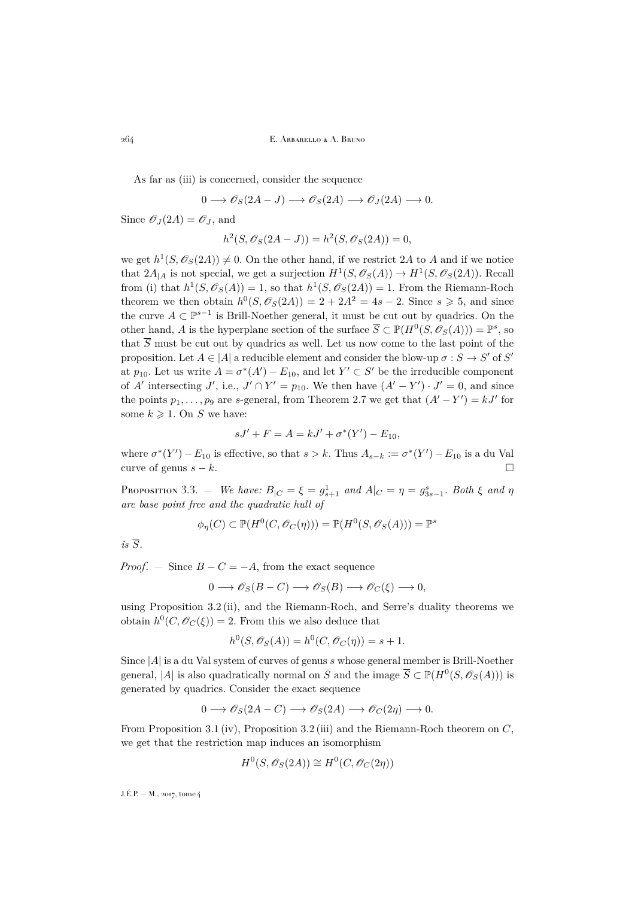As far as (iii) is concerned, consider the sequence

$$0 \longrightarrow \mathscr{O}_S(2A-J) \longrightarrow \mathscr{O}_S(2A) \longrightarrow \mathscr{O}_J(2A) \longrightarrow 0.$$

Since $\mathscr{O}_J(2A) = \mathscr{O}_J$, and

$$h^2(S, \mathscr{O}_S(2A-J)) = h^2(S, \mathscr{O}_S(2A)) = 0,$$

we get $h^1(S, \mathscr{O}_S(2A)) \neq 0$. On the other hand, if we restrict $2A$ to $A$ and if we notice that $2A_{|A}$ is not special, we get a surjection $H^1(S, \mathscr{O}_S(A)) \to H^1(S, \mathscr{O}_S(2A))$. Recall from (i) that $h^1(S, \mathscr{O}_S(A)) = 1$, so that $h^1(S, \mathscr{O}_S(2A)) = 1$. From the Riemann-Roch theorem we then obtain $h^0(S, \mathscr{O}_S(2A)) = 2 + 2A^2 = 4s - 2$. Since $s \geqslant 5$, and since the curve $A \subset \mathbb{P}^{s-1}$ is Brill-Noether general, it must be cut out by quadrics. On the other hand, $A$ is the hyperplane section of the surface $\overline{S} \subset \mathbb{P}(H^0(S, \mathscr{O}_S(A))) = \mathbb{P}^s$, so that $\overline{S}$ must be cut out by quadrics as well. Let us now come to the last point of the proposition. Let $A \in |A|$ a reducible element and consider the blow-up $\sigma : S \to S'$ of $S'$ at $p_{10}$. Let us write $A = \sigma^*(A') - E_{10}$, and let $Y' \subset S'$ be the irreducible component of $A'$ intersecting $J'$, i.e., $J' \cap Y' = p_{10}$. We then have $(A' - Y') \cdot J' = 0$, and since the points $p_1, \dots, p_9$ are $s$-general, from Theorem 2.7 we get that $(A' - Y') = kJ'$ for some $k \geqslant 1$. On $S$ we have:

$$sJ' + F = A = kJ' + \sigma^*(Y') - E_{10},$$

where $\sigma^*(Y') - E_{10}$ is effective, so that $s > k$. Thus $A_{s-k} := \sigma^*(Y') - E_{10}$ is a du Val curve of genus $s - k$. $\square$

Proposition 3.3. — *We have: $B_{|C} = \xi = g^1_{s+1}$ and $A|_C = \eta = g^s_{3s-1}$. Both $\xi$ and $\eta$ are base point free and the quadratic hull of*

$$\phi_\eta(C) \subset \mathbb{P}(H^0(C, \mathscr{O}_C(\eta))) = \mathbb{P}(H^0(S, \mathscr{O}_S(A))) = \mathbb{P}^s$$

*is $\overline{S}$.*

*Proof*. — Since $B - C = -A$, from the exact sequence

$$0 \longrightarrow \mathscr{O}_S(B-C) \longrightarrow \mathscr{O}_S(B) \longrightarrow \mathscr{O}_C(\xi) \longrightarrow 0,$$

using Proposition 3.2 (ii), and the Riemann-Roch, and Serre's duality theorems we obtain $h^0(C, \mathscr{O}_C(\xi)) = 2$. From this we also deduce that

$$h^0(S, \mathscr{O}_S(A)) = h^0(C, \mathscr{O}_C(\eta)) = s + 1.$$

Since $|A|$ is a du Val system of curves of genus $s$ whose general member is Brill-Noether general, $|A|$ is also quadratically normal on $S$ and the image $\overline{S} \subset \mathbb{P}(H^0(S, \mathscr{O}_S(A)))$ is generated by quadrics. Consider the exact sequence

$$0 \longrightarrow \mathscr{O}_S(2A-C) \longrightarrow \mathscr{O}_S(2A) \longrightarrow \mathscr{O}_C(2\eta) \longrightarrow 0.$$

From Proposition 3.1 (iv), Proposition 3.2 (iii) and the Riemann-Roch theorem on $C$, we get that the restriction map induces an isomorphism

$$H^0(S, \mathscr{O}_S(2A)) \cong H^0(C, \mathscr{O}_C(2\eta))$$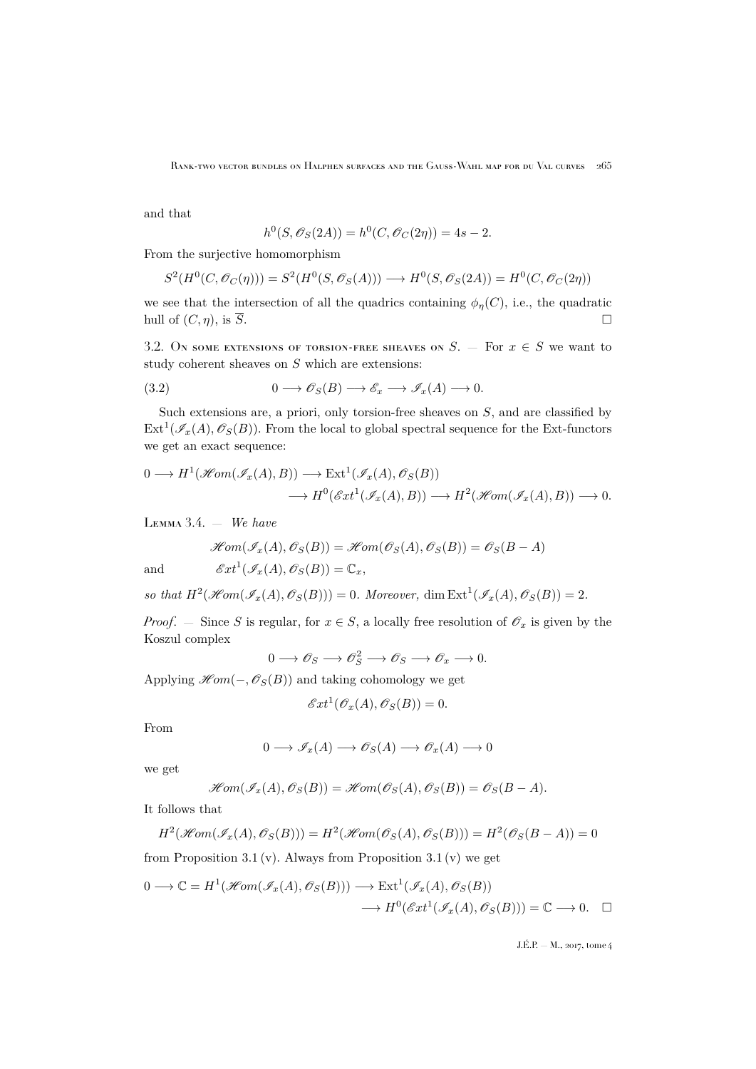and that

$$h^0(S, \mathscr{O}_S(2A)) = h^0(C, \mathscr{O}_C(2\eta)) = 4s - 2.$$

From the surjective homomorphism

$$S^2(H^0(C, \mathscr{O}_C(\eta))) = S^2(H^0(S, \mathscr{O}_S(A))) \longrightarrow H^0(S, \mathscr{O}_S(2A)) = H^0(C, \mathscr{O}_C(2\eta))$$

we see that the intersection of all the quadrics containing $\phi_\eta(C)$, i.e., the quadratic hull of $(C, \eta)$, is $\overline{S}$. $\square$

### 3.2. On some extensions of torsion-free sheaves on $S$.

— For $x \in S$ we want to study coherent sheaves on $S$ which are extensions:

$$0 \longrightarrow \mathscr{O}_S(B) \longrightarrow \mathscr{E}_x \longrightarrow \mathscr{I}_x(A) \longrightarrow 0. \tag{3.2}$$

Such extensions are, a priori, only torsion-free sheaves on $S$, and are classified by $\mathrm{Ext}^1(\mathscr{I}_x(A), \mathscr{O}_S(B))$. From the local to global spectral sequence for the Ext-functors we get an exact sequence:

$$\begin{aligned}0 \longrightarrow H^1(\mathscr{H}om(\mathscr{I}_x(A), B)) \longrightarrow \mathrm{Ext}^1(\mathscr{I}_x(A), \mathscr{O}_S(B)) \\ \longrightarrow H^0(\mathscr{E}xt^1(\mathscr{I}_x(A), B)) \longrightarrow H^2(\mathscr{H}om(\mathscr{I}_x(A), B)) \longrightarrow 0.\end{aligned}$$

**Lemma 3.4.** — *We have*

$$\mathscr{H}om(\mathscr{I}_x(A), \mathscr{O}_S(B)) = \mathscr{H}om(\mathscr{O}_S(A), \mathscr{O}_S(B)) = \mathscr{O}_S(B - A)$$

and $\qquad \mathscr{E}xt^1(\mathscr{I}_x(A), \mathscr{O}_S(B)) = \mathbb{C}_x,$

*so that* $H^2(\mathscr{H}om(\mathscr{I}_x(A), \mathscr{O}_S(B))) = 0$. *Moreover,* $\dim \mathrm{Ext}^1(\mathscr{I}_x(A), \mathscr{O}_S(B)) = 2$.

*Proof.* — Since $S$ is regular, for $x \in S$, a locally free resolution of $\mathscr{O}_x$ is given by the Koszul complex

$$0 \longrightarrow \mathscr{O}_S \longrightarrow \mathscr{O}_S^2 \longrightarrow \mathscr{O}_S \longrightarrow \mathscr{O}_x \longrightarrow 0.$$

Applying $\mathscr{H}om(-, \mathscr{O}_S(B))$ and taking cohomology we get

$$\mathscr{E}xt^1(\mathscr{O}_x(A), \mathscr{O}_S(B)) = 0.$$

From

$$0 \longrightarrow \mathscr{I}_x(A) \longrightarrow \mathscr{O}_S(A) \longrightarrow \mathscr{O}_x(A) \longrightarrow 0$$

we get

$$\mathscr{H}om(\mathscr{I}_x(A), \mathscr{O}_S(B)) = \mathscr{H}om(\mathscr{O}_S(A), \mathscr{O}_S(B)) = \mathscr{O}_S(B - A).$$

It follows that

$$H^2(\mathscr{H}om(\mathscr{I}_x(A), \mathscr{O}_S(B))) = H^2(\mathscr{H}om(\mathscr{O}_S(A), \mathscr{O}_S(B))) = H^2(\mathscr{O}_S(B - A)) = 0$$

from Proposition 3.1 (v). Always from Proposition 3.1 (v) we get

$$\begin{aligned}0 \longrightarrow \mathbb{C} = H^1(\mathscr{H}om(\mathscr{I}_x(A), \mathscr{O}_S(B))) \longrightarrow \mathrm{Ext}^1(\mathscr{I}_x(A), \mathscr{O}_S(B)) \\ \longrightarrow H^0(\mathscr{E}xt^1(\mathscr{I}_x(A), \mathscr{O}_S(B))) = \mathbb{C} \longrightarrow 0. \quad \square\end{aligned}$$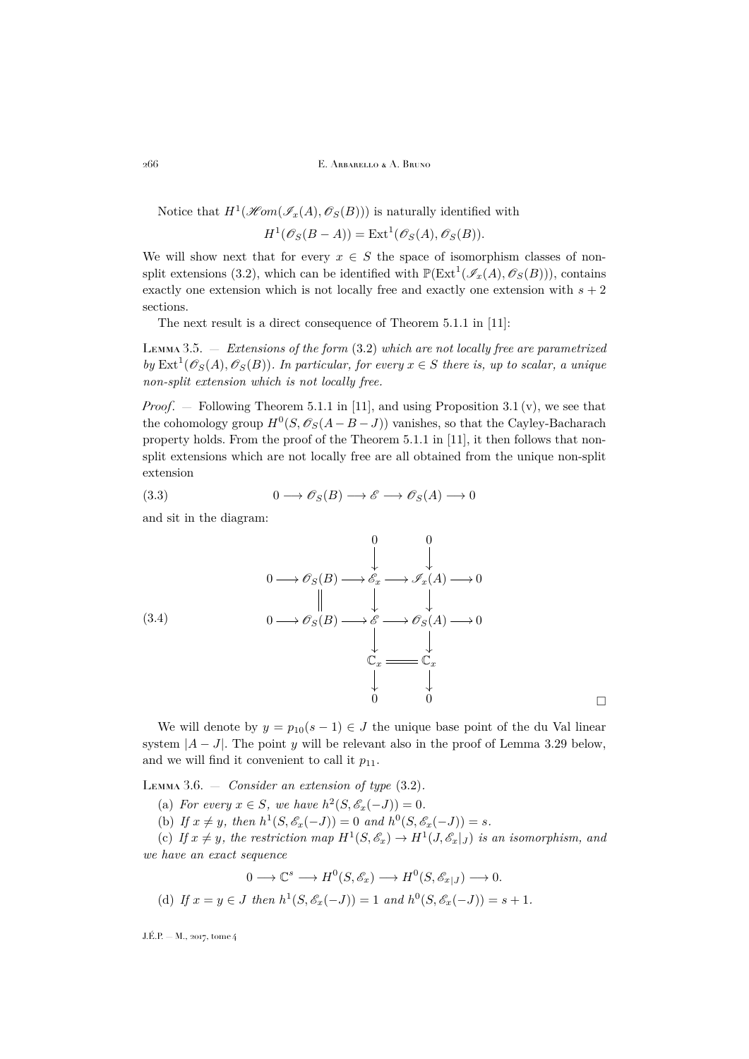Notice that $H^1(\mathscr{H}om(\mathscr{I}_x(A), \mathscr{O}_S(B)))$ is naturally identified with

$$H^1(\mathscr{O}_S(B-A)) = \operatorname{Ext}^1(\mathscr{O}_S(A), \mathscr{O}_S(B)).$$

We will show next that for every $x \in S$ the space of isomorphism classes of non-split extensions (3.2), which can be identified with $\mathbb{P}(\operatorname{Ext}^1(\mathscr{I}_x(A), \mathscr{O}_S(B)))$, contains exactly one extension which is not locally free and exactly one extension with $s+2$ sections.

The next result is a direct consequence of Theorem 5.1.1 in [11]:

Lemma 3.5. — *Extensions of the form* (3.2) *which are not locally free are parametrized by* $\operatorname{Ext}^1(\mathscr{O}_S(A), \mathscr{O}_S(B))$. *In particular, for every* $x \in S$ *there is, up to scalar, a unique non-split extension which is not locally free.*

*Proof*. — Following Theorem 5.1.1 in [11], and using Proposition 3.1 (v), we see that the cohomology group $H^0(S, \mathscr{O}_S(A-B-J))$ vanishes, so that the Cayley-Bacharach property holds. From the proof of the Theorem 5.1.1 in [11], it then follows that non-split extensions which are not locally free are all obtained from the unique non-split extension

$$0 \longrightarrow \mathscr{O}_S(B) \longrightarrow \mathscr{E} \longrightarrow \mathscr{O}_S(A) \longrightarrow 0 \tag{3.3}$$

and sit in the diagram:

$$\begin{array}{ccccccccc}
 & & & & 0 & & 0 & & \\
 & & & & \downarrow & & \downarrow & & \\
0 & \longrightarrow & \mathscr{O}_S(B) & \longrightarrow & \mathscr{E}_x & \longrightarrow & \mathscr{I}_x(A) & \longrightarrow & 0 \\
 & & \| & & \downarrow & & \downarrow & & \\
0 & \longrightarrow & \mathscr{O}_S(B) & \longrightarrow & \mathscr{E} & \longrightarrow & \mathscr{O}_S(A) & \longrightarrow & 0 \\
 & & & & \downarrow & & \downarrow & & \\
 & & & & \mathbb{C}_x & = & \mathbb{C}_x & & \\
 & & & & \downarrow & & \downarrow & & \\
 & & & & 0 & & 0 & &
\end{array} \tag{3.4}$$

□

We will denote by $y = p_{10}(s-1) \in J$ the unique base point of the du Val linear system $|A-J|$. The point $y$ will be relevant also in the proof of Lemma 3.29 below, and we will find it convenient to call it $p_{11}$.

Lemma 3.6. — *Consider an extension of type* (3.2).

(a) *For every* $x \in S$, *we have* $h^2(S, \mathscr{E}_x(-J)) = 0$.

(b) *If* $x \neq y$, *then* $h^1(S, \mathscr{E}_x(-J)) = 0$ *and* $h^0(S, \mathscr{E}_x(-J)) = s$.

(c) *If* $x \neq y$, *the restriction map* $H^1(S, \mathscr{E}_x) \to H^1(J, \mathscr{E}_x|_J)$ *is an isomorphism, and we have an exact sequence*

$$0 \longrightarrow \mathbb{C}^s \longrightarrow H^0(S, \mathscr{E}_x) \longrightarrow H^0(S, \mathscr{E}_{x|J}) \longrightarrow 0.$$

(d) *If* $x = y \in J$ *then* $h^1(S, \mathscr{E}_x(-J)) = 1$ *and* $h^0(S, \mathscr{E}_x(-J)) = s+1$.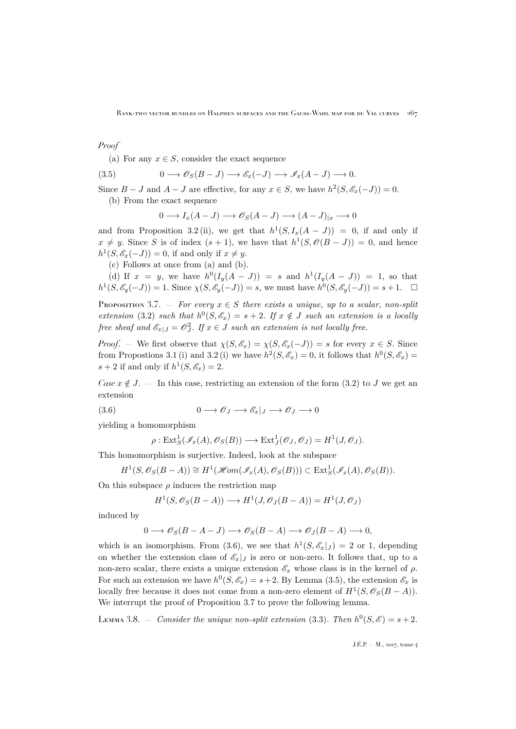*Proof*

(a) For any $x \in S$, consider the exact sequence

$$0 \longrightarrow \mathscr{O}_S(B-J) \longrightarrow \mathscr{E}_x(-J) \longrightarrow \mathscr{I}_x(A-J) \longrightarrow 0. \tag{3.5}$$

Since $B-J$ and $A-J$ are effective, for any $x \in S$, we have $h^2(S, \mathscr{E}_x(-J)) = 0$.

(b) From the exact sequence

$$0 \longrightarrow I_x(A-J) \longrightarrow \mathscr{O}_S(A-J) \longrightarrow (A-J)_{|x} \longrightarrow 0$$

and from Proposition 3.2 (ii), we get that $h^1(S, I_x(A-J)) = 0$, if and only if $x \neq y$. Since $S$ is of index $(s+1)$, we have that $h^1(S, \mathscr{O}(B-J)) = 0$, and hence $h^1(S, \mathscr{E}_x(-J)) = 0$, if and only if $x \neq y$.

(c) Follows at once from (a) and (b).

(d) If $x = y$, we have $h^0(I_y(A-J)) = s$ and $h^1(I_y(A-J)) = 1$, so that $h^1(S, \mathscr{E}_y(-J)) = 1$. Since $\chi(S, \mathscr{E}_y(-J)) = s$, we must have $h^0(S, \mathscr{E}_y(-J)) = s+1$. $\square$

Proposition 3.7. — *For every $x \in S$ there exists a unique, up to a scalar, non-split extension* (3.2) *such that $h^0(S, \mathscr{E}_x) = s+2$. If $x \notin J$ such an extension is a locally free sheaf and $\mathscr{E}_{x|J} = \mathscr{O}_J^2$. If $x \in J$ such an extension is not locally free.*

*Proof*. — We first observe that $\chi(S, \mathscr{E}_x) = \chi(S, \mathscr{E}_x(-J)) = s$ for every $x \in S$. Since from Propostions 3.1 (i) and 3.2 (i) we have $h^2(S, \mathscr{E}_x) = 0$, it follows that $h^0(S, \mathscr{E}_x) = s+2$ if and only if $h^1(S, \mathscr{E}_x) = 2$.

*Case $x \notin J$*. — In this case, restricting an extension of the form (3.2) to $J$ we get an extension

$$0 \longrightarrow \mathscr{O}_J \longrightarrow \mathscr{E}_x|_J \longrightarrow \mathscr{O}_J \longrightarrow 0 \tag{3.6}$$

yielding a homomorphism

$$\rho : \operatorname{Ext}^1_S(\mathscr{I}_x(A), \mathscr{O}_S(B)) \longrightarrow \operatorname{Ext}^1_J(\mathscr{O}_J, \mathscr{O}_J) = H^1(J, \mathscr{O}_J).$$

This homomorphism is surjective. Indeed, look at the subspace

$$H^1(S, \mathscr{O}_S(B-A)) \cong H^1(\mathscr{H}om(\mathscr{I}_x(A), \mathscr{O}_S(B))) \subset \operatorname{Ext}^1_S(\mathscr{I}_x(A), \mathscr{O}_S(B)).$$

On this subspace $\rho$ induces the restriction map

$$H^1(S, \mathscr{O}_S(B-A)) \longrightarrow H^1(J, \mathscr{O}_J(B-A)) = H^1(J, \mathscr{O}_J)$$

induced by

$$0 \longrightarrow \mathscr{O}_S(B-A-J) \longrightarrow \mathscr{O}_S(B-A) \longrightarrow \mathscr{O}_J(B-A) \longrightarrow 0,$$

which is an isomorphism. From (3.6), we see that $h^1(S, \mathscr{E}_x|_J) = 2$ or 1, depending on whether the extension class of $\mathscr{E}_x|_J$ is zero or non-zero. It follows that, up to a non-zero scalar, there exists a unique extension $\mathscr{E}_x$ whose class is in the kernel of $\rho$. For such an extension we have $h^0(S, \mathscr{E}_x) = s+2$. By Lemma (3.5), the extension $\mathscr{E}_x$ is locally free because it does not come from a non-zero element of $H^1(S, \mathscr{O}_S(B-A))$. We interrupt the proof of Proposition 3.7 to prove the following lemma.

Lemma 3.8. — *Consider the unique non-split extension* (3.3). *Then $h^0(S, \mathscr{E}) = s+2$.*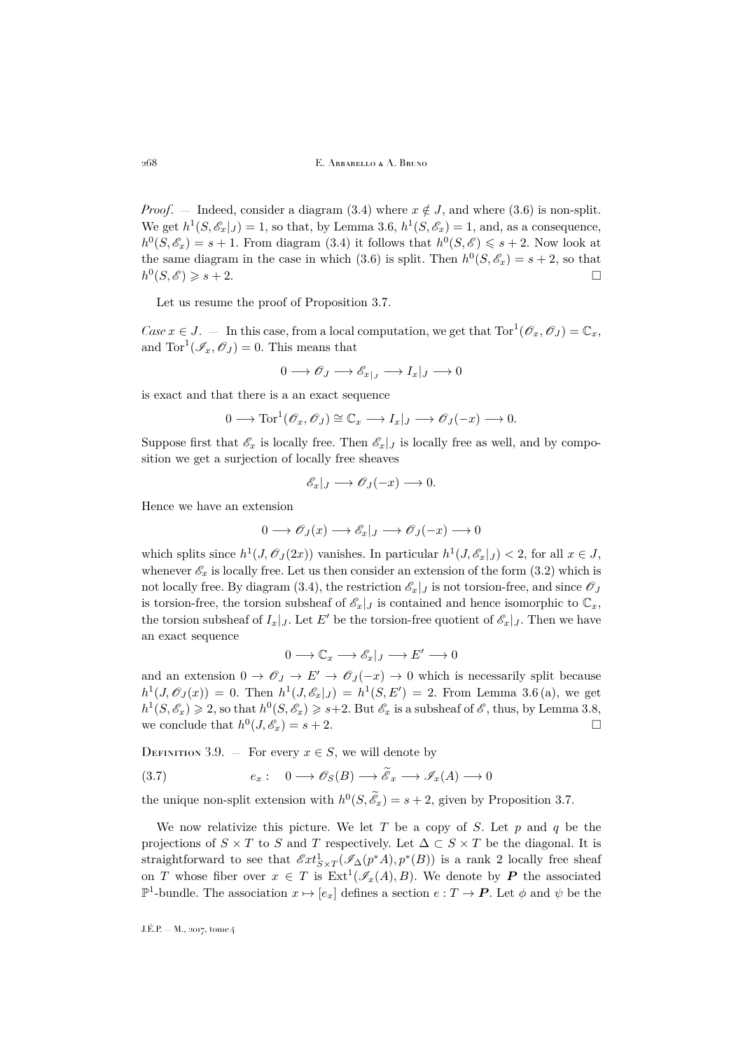*Proof*. — Indeed, consider a diagram (3.4) where $x \notin J$, and where (3.6) is non-split. We get $h^1(S, \mathscr{E}_x|_J) = 1$, so that, by Lemma 3.6, $h^1(S, \mathscr{E}_x) = 1$, and, as a consequence, $h^0(S, \mathscr{E}_x) = s+1$. From diagram (3.4) it follows that $h^0(S, \mathscr{E}) \leqslant s+2$. Now look at the same diagram in the case in which (3.6) is split. Then $h^0(S, \mathscr{E}_x) = s+2$, so that $h^0(S, \mathscr{E}) \geqslant s+2$. □

Let us resume the proof of Proposition 3.7.

*Case* $x \in J$. — In this case, from a local computation, we get that $\mathrm{Tor}^1(\mathscr{O}_x, \mathscr{O}_J) = \mathbb{C}_x$, and $\mathrm{Tor}^1(\mathscr{I}_x, \mathscr{O}_J) = 0$. This means that

$$0 \longrightarrow \mathscr{O}_J \longrightarrow \mathscr{E}_{x|_J} \longrightarrow I_x|_J \longrightarrow 0$$

is exact and that there is a an exact sequence

$$0 \longrightarrow \mathrm{Tor}^1(\mathscr{O}_x, \mathscr{O}_J) \cong \mathbb{C}_x \longrightarrow I_x|_J \longrightarrow \mathscr{O}_J(-x) \longrightarrow 0.$$

Suppose first that $\mathscr{E}_x$ is locally free. Then $\mathscr{E}_x|_J$ is locally free as well, and by composition we get a surjection of locally free sheaves

$$\mathscr{E}_x|_J \longrightarrow \mathscr{O}_J(-x) \longrightarrow 0.$$

Hence we have an extension

$$0 \longrightarrow \mathscr{O}_J(x) \longrightarrow \mathscr{E}_x|_J \longrightarrow \mathscr{O}_J(-x) \longrightarrow 0$$

which splits since $h^1(J, \mathscr{O}_J(2x))$ vanishes. In particular $h^1(J, \mathscr{E}_x|_J) < 2$, for all $x \in J$, whenever $\mathscr{E}_x$ is locally free. Let us then consider an extension of the form (3.2) which is not locally free. By diagram (3.4), the restriction $\mathscr{E}_x|_J$ is not torsion-free, and since $\mathscr{O}_J$ is torsion-free, the torsion subsheaf of $\mathscr{E}_x|_J$ is contained and hence isomorphic to $\mathbb{C}_x$, the torsion subsheaf of $I_x|_J$. Let $E'$ be the torsion-free quotient of $\mathscr{E}_x|_J$. Then we have an exact sequence

$$0 \longrightarrow \mathbb{C}_x \longrightarrow \mathscr{E}_x|_J \longrightarrow E' \longrightarrow 0$$

and an extension $0 \to \mathscr{O}_J \to E' \to \mathscr{O}_J(-x) \to 0$ which is necessarily split because $h^1(J, \mathscr{O}_J(x)) = 0$. Then $h^1(J, \mathscr{E}_x|_J) = h^1(S, E') = 2$. From Lemma 3.6 (a), we get $h^1(S, \mathscr{E}_x) \geqslant 2$, so that $h^0(S, \mathscr{E}_x) \geqslant s+2$. But $\mathscr{E}_x$ is a subsheaf of $\mathscr{E}$, thus, by Lemma 3.8, we conclude that $h^0(J, \mathscr{E}_x) = s+2$. □

Definition 3.9. — For every $x \in S$, we will denote by

$$(3.7) \qquad e_x : \quad 0 \longrightarrow \mathscr{O}_S(B) \longrightarrow \widetilde{\mathscr{E}}_x \longrightarrow \mathscr{I}_x(A) \longrightarrow 0$$

the unique non-split extension with $h^0(S, \widetilde{\mathscr{E}}_x) = s+2$, given by Proposition 3.7.

We now relativize this picture. We let $T$ be a copy of $S$. Let $p$ and $q$ be the projections of $S \times T$ to $S$ and $T$ respectively. Let $\Delta \subset S \times T$ be the diagonal. It is straightforward to see that $\mathscr{E}xt^1_{S\times T}(\mathscr{I}_\Delta(p^*A), p^*(B))$ is a rank 2 locally free sheaf on $T$ whose fiber over $x \in T$ is $\mathrm{Ext}^1(\mathscr{I}_x(A), B)$. We denote by $\boldsymbol{P}$ the associated $\mathbb{P}^1$-bundle. The association $x \mapsto [e_x]$ defines a section $e : T \to \boldsymbol{P}$. Let $\phi$ and $\psi$ be the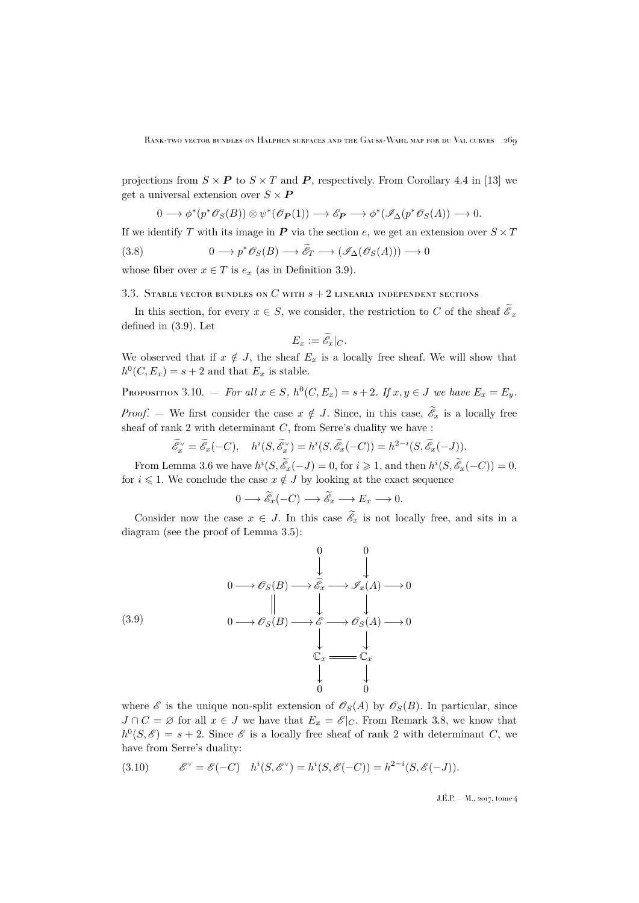projections from $S \times \boldsymbol{P}$ to $S \times T$ and $\boldsymbol{P}$, respectively. From Corollary 4.4 in [13] we get a universal extension over $S \times \boldsymbol{P}$

$$0 \longrightarrow \phi^*(p^*\mathscr{O}_S(B)) \otimes \psi^*(\mathscr{O}_{\boldsymbol{P}}(1)) \longrightarrow \mathscr{E}_{\boldsymbol{P}} \longrightarrow \phi^*(\mathscr{I}_\Delta(p^*\mathscr{O}_S(A)) \longrightarrow 0.$$

If we identify $T$ with its image in $\boldsymbol{P}$ via the section $e$, we get an extension over $S \times T$

$$0 \longrightarrow p^*\mathscr{O}_S(B) \longrightarrow \widetilde{\mathscr{E}}_T \longrightarrow (\mathscr{I}_\Delta(\mathscr{O}_S(A))) \longrightarrow 0 \tag{3.8}$$

whose fiber over $x \in T$ is $e_x$ (as in Definition 3.9).

## 3.3. Stable vector bundles on $C$ with $s+2$ linearly independent sections

In this section, for every $x \in S$, we consider, the restriction to $C$ of the sheaf $\widetilde{\mathscr{E}}_x$ defined in (3.9). Let

$$E_x := \widetilde{\mathscr{E}}_x|_C.$$

We observed that if $x \notin J$, the sheaf $E_x$ is a locally free sheaf. We will show that $h^0(C, E_x) = s+2$ and that $E_x$ is stable.

**Proposition 3.10.** — *For all $x \in S$, $h^0(C, E_x) = s+2$. If $x, y \in J$ we have $E_x = E_y$.*

*Proof.* — We first consider the case $x \notin J$. Since, in this case, $\widetilde{\mathscr{E}}_x$ is a locally free sheaf of rank 2 with determinant $C$, from Serre's duality we have :

$$\widetilde{\mathscr{E}}_x^\vee = \widetilde{\mathscr{E}}_x(-C), \quad h^i(S, \widetilde{\mathscr{E}}_x^\vee) = h^i(S, \widetilde{\mathscr{E}}_x(-C)) = h^{2-i}(S, \widetilde{\mathscr{E}}_x(-J)).$$

From Lemma 3.6 we have $h^i(S, \widetilde{\mathscr{E}}_x(-J) = 0$, for $i \geqslant 1$, and then $h^i(S, \widetilde{\mathscr{E}}_x(-C)) = 0$, for $i \leqslant 1$. We conclude the case $x \notin J$ by looking at the exact sequence

$$0 \longrightarrow \widetilde{\mathscr{E}}_x(-C) \longrightarrow \widetilde{\mathscr{E}}_x \longrightarrow E_x \longrightarrow 0.$$

Consider now the case $x \in J$. In this case $\widetilde{\mathscr{E}}_x$ is not locally free, and sits in a diagram (see the proof of Lemma 3.5):

$$\begin{array}{ccccccccc}
 & & & & 0 & & 0 & & \\
 & & & & \downarrow & & \downarrow & & \\
0 & \longrightarrow & \mathscr{O}_S(B) & \longrightarrow & \widetilde{\mathscr{E}}_x & \longrightarrow & \mathscr{I}_x(A) & \longrightarrow & 0 \\
 & & \| & & \downarrow & & \downarrow & & \\
0 & \longrightarrow & \mathscr{O}_S(B) & \longrightarrow & \mathscr{E} & \longrightarrow & \mathscr{O}_S(A) & \longrightarrow & 0 \\
 & & & & \downarrow & & \downarrow & & \\
 & & & & \mathbb{C}_x & = & \mathbb{C}_x & & \\
 & & & & \downarrow & & \downarrow & & \\
 & & & & 0 & & 0 & &
\end{array} \tag{3.9}$$

where $\mathscr{E}$ is the unique non-split extension of $\mathscr{O}_S(A)$ by $\mathscr{O}_S(B)$. In particular, since $J \cap C = \varnothing$ for all $x \in J$ we have that $E_x = \mathscr{E}|_C$. From Remark 3.8, we know that $h^0(S, \mathscr{E}) = s+2$. Since $\mathscr{E}$ is a locally free sheaf of rank 2 with determinant $C$, we have from Serre's duality:

$$\mathscr{E}^\vee = \mathscr{E}(-C) \quad h^i(S, \mathscr{E}^\vee) = h^i(S, \mathscr{E}(-C)) = h^{2-i}(S, \mathscr{E}(-J)). \tag{3.10}$$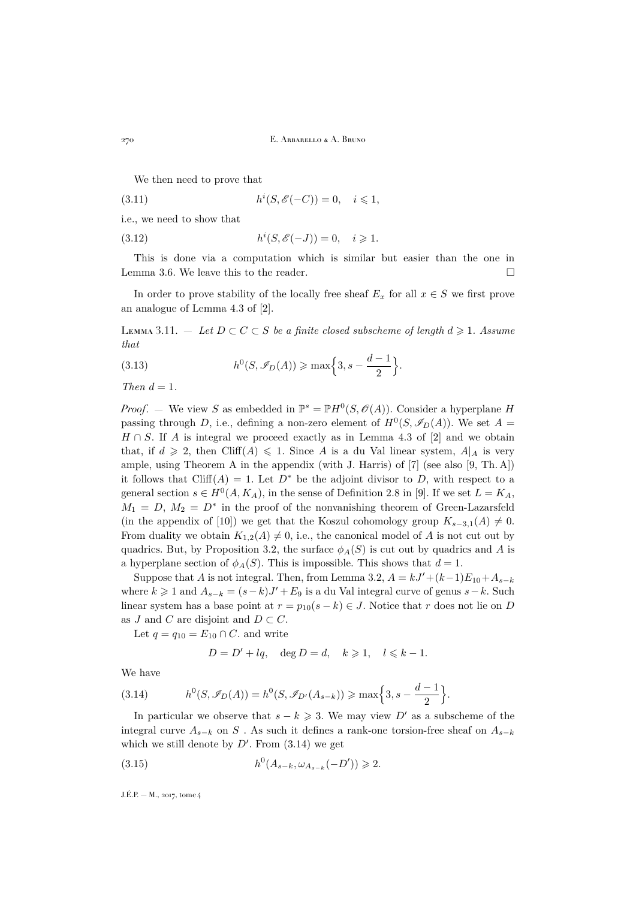We then need to prove that

$$h^i(S, \mathscr{E}(-C)) = 0, \quad i \leqslant 1, \tag{3.11}$$

i.e., we need to show that

$$h^i(S, \mathscr{E}(-J)) = 0, \quad i \geqslant 1. \tag{3.12}$$

This is done via a computation which is similar but easier than the one in Lemma 3.6. We leave this to the reader. □

In order to prove stability of the locally free sheaf $E_x$ for all $x \in S$ we first prove an analogue of Lemma 4.3 of [2].

Lemma 3.11. — *Let $D \subset C \subset S$ be a finite closed subscheme of length $d \geqslant 1$. Assume that*

$$h^0(S, \mathscr{I}_D(A)) \geqslant \max\Big\{3, s - \frac{d-1}{2}\Big\}. \tag{3.13}$$

*Then $d = 1$.*

*Proof*. — We view $S$ as embedded in $\mathbb{P}^s = \mathbb{P}H^0(S, \mathscr{O}(A))$. Consider a hyperplane $H$ passing through $D$, i.e., defining a non-zero element of $H^0(S, \mathscr{I}_D(A))$. We set $A = H \cap S$. If $A$ is integral we proceed exactly as in Lemma 4.3 of [2] and we obtain that, if $d \geqslant 2$, then $\mathrm{Cliff}(A) \leqslant 1$. Since $A$ is a du Val linear system, $A|_A$ is very ample, using Theorem A in the appendix (with J. Harris) of [7] (see also [9, Th. A]) it follows that $\mathrm{Cliff}(A) = 1$. Let $D^*$ be the adjoint divisor to $D$, with respect to a general section $s \in H^0(A, K_A)$, in the sense of Definition 2.8 in [9]. If we set $L = K_A$, $M_1 = D$, $M_2 = D^*$ in the proof of the nonvanishing theorem of Green-Lazarsfeld (in the appendix of [10]) we get that the Koszul cohomology group $K_{s-3,1}(A) \neq 0$. From duality we obtain $K_{1,2}(A) \neq 0$, i.e., the canonical model of $A$ is not cut out by quadrics. But, by Proposition 3.2, the surface $\phi_A(S)$ is cut out by quadrics and $A$ is a hyperplane section of $\phi_A(S)$. This is impossible. This shows that $d = 1$.

Suppose that $A$ is not integral. Then, from Lemma 3.2, $A = kJ' + (k-1)E_{10} + A_{s-k}$ where $k \geqslant 1$ and $A_{s-k} = (s-k)J' + E_9$ is a du Val integral curve of genus $s-k$. Such linear system has a base point at $r = p_{10}(s-k) \in J$. Notice that $r$ does not lie on $D$ as $J$ and $C$ are disjoint and $D \subset C$.

Let $q = q_{10} = E_{10} \cap C$. and write

$$D = D' + lq, \quad \deg D = d, \quad k \geqslant 1, \quad l \leqslant k-1.$$

We have

$$h^0(S, \mathscr{I}_D(A)) = h^0(S, \mathscr{I}_{D'}(A_{s-k})) \geqslant \max\Big\{3, s - \frac{d-1}{2}\Big\}. \tag{3.14}$$

In particular we observe that $s - k \geqslant 3$. We may view $D'$ as a subscheme of the integral curve $A_{s-k}$ on $S$ . As such it defines a rank-one torsion-free sheaf on $A_{s-k}$ which we still denote by $D'$. From (3.14) we get

$$h^0(A_{s-k}, \omega_{A_{s-k}}(-D')) \geqslant 2. \tag{3.15}$$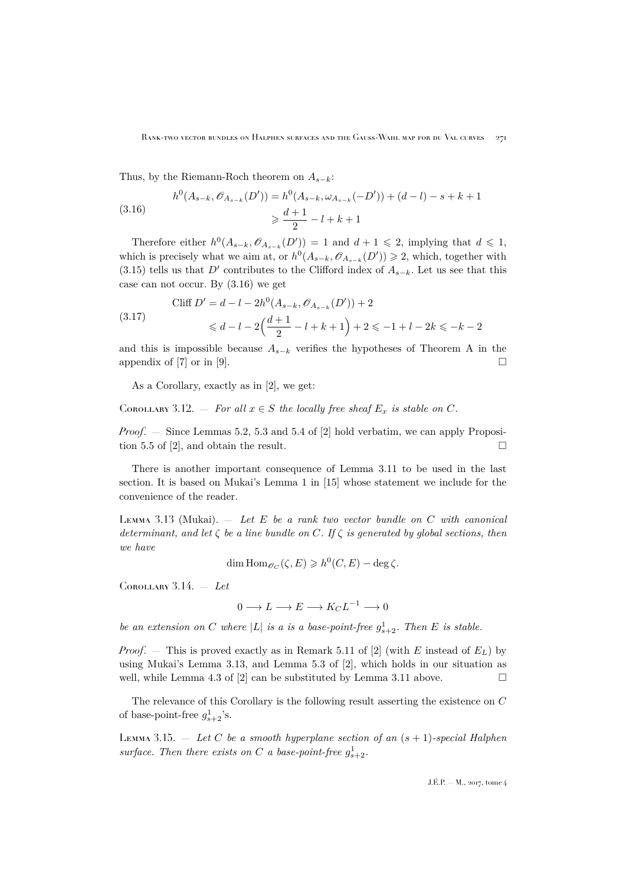Thus, by the Riemann-Roch theorem on $A_{s-k}$:

$$
\begin{aligned}
h^0(A_{s-k}, \mathscr{O}_{A_{s-k}}(D')) &= h^0(A_{s-k}, \omega_{A_{s-k}}(-D')) + (d-l) - s + k + 1 \\
&\geqslant \frac{d+1}{2} - l + k + 1
\end{aligned}
\tag{3.16}
$$

Therefore either $h^0(A_{s-k}, \mathscr{O}_{A_{s-k}}(D')) = 1$ and $d+1 \leqslant 2$, implying that $d \leqslant 1$, which is precisely what we aim at, or $h^0(A_{s-k}, \mathscr{O}_{A_{s-k}}(D')) \geqslant 2$, which, together with (3.15) tells us that $D'$ contributes to the Clifford index of $A_{s-k}$. Let us see that this case can not occur. By (3.16) we get

$$
\begin{aligned}
\operatorname{Cliff} D' &= d - l - 2h^0(A_{s-k}, \mathscr{O}_{A_{s-k}}(D')) + 2 \\
&\leqslant d - l - 2\Big(\frac{d+1}{2} - l + k + 1\Big) + 2 \leqslant -1 + l - 2k \leqslant -k - 2
\end{aligned}
\tag{3.17}
$$

and this is impossible because $A_{s-k}$ verifies the hypotheses of Theorem A in the appendix of [7] or in [9]. □

As a Corollary, exactly as in [2], we get:

Corollary 3.12. — *For all $x \in S$ the locally free sheaf $E_x$ is stable on $C$.*

*Proof*. — Since Lemmas 5.2, 5.3 and 5.4 of [2] hold verbatim, we can apply Proposition 5.5 of [2], and obtain the result. □

There is another important consequence of Lemma 3.11 to be used in the last section. It is based on Mukai's Lemma 1 in [15] whose statement we include for the convenience of the reader.

Lemma 3.13 (Mukai). — *Let $E$ be a rank two vector bundle on $C$ with canonical determinant, and let $\zeta$ be a line bundle on $C$. If $\zeta$ is generated by global sections, then we have*

$$\dim \operatorname{Hom}_{\mathscr{O}_C}(\zeta, E) \geqslant h^0(C, E) - \deg \zeta.$$

Corollary 3.14. — *Let*

$$0 \longrightarrow L \longrightarrow E \longrightarrow K_C L^{-1} \longrightarrow 0$$

*be an extension on $C$ where $|L|$ is a is a base-point-free $g^1_{s+2}$. Then $E$ is stable.*

*Proof*. — This is proved exactly as in Remark 5.11 of [2] (with $E$ instead of $E_L$) by using Mukai's Lemma 3.13, and Lemma 5.3 of [2], which holds in our situation as well, while Lemma 4.3 of [2] can be substituted by Lemma 3.11 above. □

The relevance of this Corollary is the following result asserting the existence on $C$ of base-point-free $g^1_{s+2}$'s.

Lemma 3.15. — *Let $C$ be a smooth hyperplane section of an $(s+1)$-special Halphen surface. Then there exists on $C$ a base-point-free $g^1_{s+2}$.*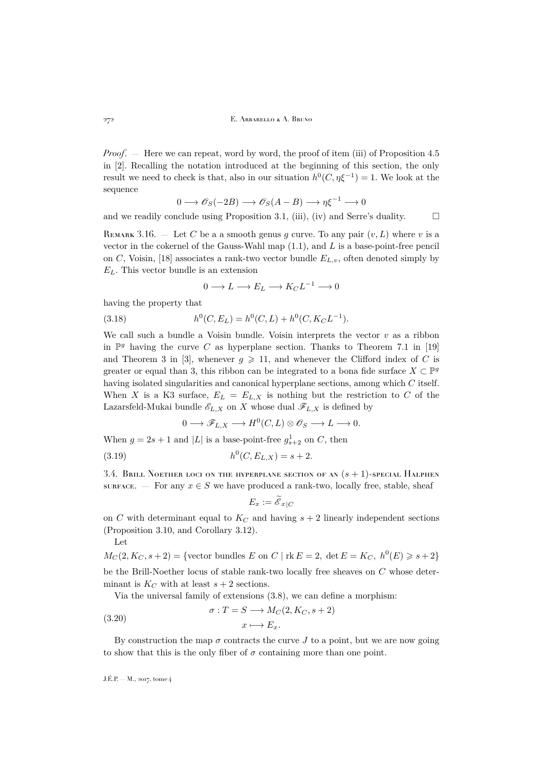*Proof*. — Here we can repeat, word by word, the proof of item (iii) of Proposition 4.5 in [2]. Recalling the notation introduced at the beginning of this section, the only result we need to check is that, also in our situation $h^0(C, \eta\xi^{-1}) = 1$. We look at the sequence

$$0 \longrightarrow \mathscr{O}_S(-2B) \longrightarrow \mathscr{O}_S(A-B) \longrightarrow \eta\xi^{-1} \longrightarrow 0$$

and we readily conclude using Proposition 3.1, (iii), (iv) and Serre's duality. $\square$

Remark 3.16. — Let $C$ be a a smooth genus $g$ curve. To any pair $(v, L)$ where $v$ is a vector in the cokernel of the Gauss-Wahl map (1.1), and $L$ is a base-point-free pencil on $C$, Voisin, [18] associates a rank-two vector bundle $E_{L,v}$, often denoted simply by $E_L$. This vector bundle is an extension

$$0 \longrightarrow L \longrightarrow E_L \longrightarrow K_C L^{-1} \longrightarrow 0$$

having the property that

$$h^0(C, E_L) = h^0(C, L) + h^0(C, K_C L^{-1}). \tag{3.18}$$

We call such a bundle a Voisin bundle. Voisin interprets the vector $v$ as a ribbon in $\mathbb{P}^g$ having the curve $C$ as hyperplane section. Thanks to Theorem 7.1 in [19] and Theorem 3 in [3], whenever $g \geqslant 11$, and whenever the Clifford index of $C$ is greater or equal than 3, this ribbon can be integrated to a bona fide surface $X \subset \mathbb{P}^g$ having isolated singularities and canonical hyperplane sections, among which $C$ itself. When $X$ is a K3 surface, $E_L = E_{L,X}$ is nothing but the restriction to $C$ of the Lazarsfeld-Mukai bundle $\mathscr{E}_{L,X}$ on $X$ whose dual $\mathscr{F}_{L,X}$ is defined by

$$0 \longrightarrow \mathscr{F}_{L,X} \longrightarrow H^0(C, L) \otimes \mathscr{O}_S \longrightarrow L \longrightarrow 0.$$

When $g = 2s+1$ and $|L|$ is a base-point-free $g^1_{s+2}$ on $C$, then

$$h^0(C, E_{L,X}) = s+2. \tag{3.19}$$

3.4. Brill Noether loci on the hyperplane section of an $(s+1)$-special Halphen surface. — For any $x \in S$ we have produced a rank-two, locally free, stable, sheaf

$$E_x := \widetilde{\mathscr{E}}_{x|C}$$

on $C$ with determinant equal to $K_C$ and having $s+2$ linearly independent sections (Proposition 3.10, and Corollary 3.12).

Let

$$M_C(2, K_C, s+2) = \{\text{vector bundles } E \text{ on } C \mid \operatorname{rk} E = 2,\ \det E = K_C,\ h^0(E) \geqslant s+2\}$$

be the Brill-Noether locus of stable rank-two locally free sheaves on $C$ whose determinant is $K_C$ with at least $s+2$ sections.

Via the universal family of extensions (3.8), we can define a morphism:

$$\begin{aligned} \sigma : T = S &\longrightarrow M_C(2, K_C, s+2) \\ x &\longmapsto E_x. \end{aligned} \tag{3.20}$$

By construction the map $\sigma$ contracts the curve $J$ to a point, but we are now going to show that this is the only fiber of $\sigma$ containing more than one point.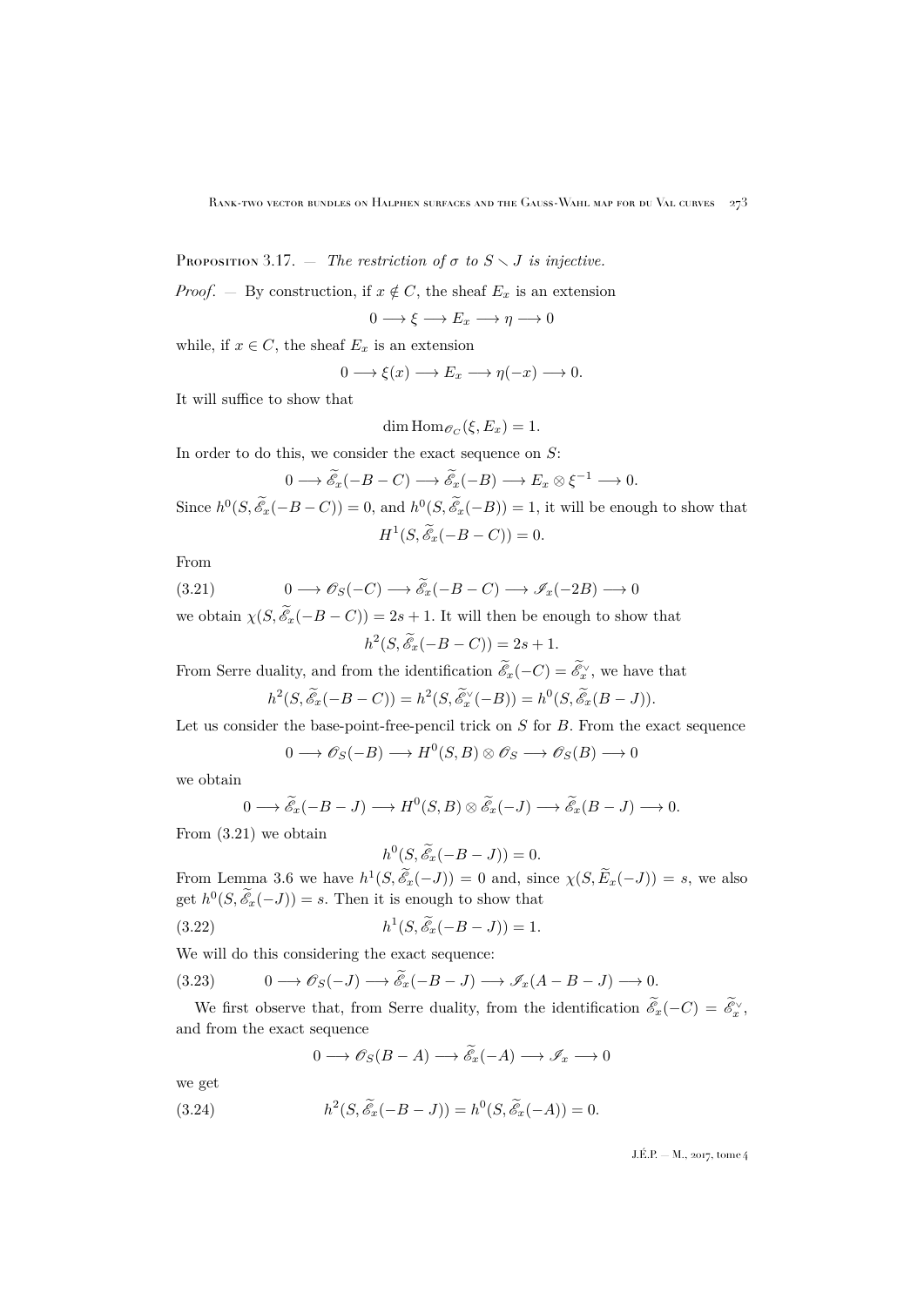Proposition 3.17. — *The restriction of $\sigma$ to $S \smallsetminus J$ is injective.*

*Proof*. — By construction, if $x \notin C$, the sheaf $E_x$ is an extension

$$0 \longrightarrow \xi \longrightarrow E_x \longrightarrow \eta \longrightarrow 0$$

while, if $x \in C$, the sheaf $E_x$ is an extension

$$0 \longrightarrow \xi(x) \longrightarrow E_x \longrightarrow \eta(-x) \longrightarrow 0.$$

It will suffice to show that

$$\dim \operatorname{Hom}_{\mathscr{O}_C}(\xi, E_x) = 1.$$

In order to do this, we consider the exact sequence on $S$:

$$0 \longrightarrow \widetilde{\mathscr{E}}_x(-B-C) \longrightarrow \widetilde{\mathscr{E}}_x(-B) \longrightarrow E_x \otimes \xi^{-1} \longrightarrow 0.$$

Since $h^0(S, \widetilde{\mathscr{E}}_x(-B-C)) = 0$, and $h^0(S, \widetilde{\mathscr{E}}_x(-B)) = 1$, it will be enough to show that

$$H^1(S, \widetilde{\mathscr{E}}_x(-B-C)) = 0.$$

From

$$0 \longrightarrow \mathscr{O}_S(-C) \longrightarrow \widetilde{\mathscr{E}}_x(-B-C) \longrightarrow \mathscr{I}_x(-2B) \longrightarrow 0 \tag{3.21}$$

we obtain $\chi(S, \widetilde{\mathscr{E}}_x(-B-C)) = 2s+1$. It will then be enough to show that

$$h^2(S, \widetilde{\mathscr{E}}_x(-B-C)) = 2s+1.$$

From Serre duality, and from the identification $\widetilde{\mathscr{E}}_x(-C) = \widetilde{\mathscr{E}}_x^\vee$, we have that

$$h^2(S, \widetilde{\mathscr{E}}_x(-B-C)) = h^2(S, \widetilde{\mathscr{E}}_x^\vee(-B)) = h^0(S, \widetilde{\mathscr{E}}_x(B-J)).$$

Let us consider the base-point-free-pencil trick on $S$ for $B$. From the exact sequence

$$0 \longrightarrow \mathscr{O}_S(-B) \longrightarrow H^0(S, B) \otimes \mathscr{O}_S \longrightarrow \mathscr{O}_S(B) \longrightarrow 0$$

we obtain

$$0 \longrightarrow \widetilde{\mathscr{E}}_x(-B-J) \longrightarrow H^0(S, B) \otimes \widetilde{\mathscr{E}}_x(-J) \longrightarrow \widetilde{\mathscr{E}}_x(B-J) \longrightarrow 0.$$

From (3.21) we obtain

$$h^0(S, \widetilde{\mathscr{E}}_x(-B-J)) = 0.$$

From Lemma 3.6 we have $h^1(S, \widetilde{\mathscr{E}}_x(-J)) = 0$ and, since $\chi(S, \widetilde{E}_x(-J)) = s$, we also get $h^0(S, \widetilde{\mathscr{E}}_x(-J)) = s$. Then it is enough to show that

$$h^1(S, \widetilde{\mathscr{E}}_x(-B-J)) = 1. \tag{3.22}$$

We will do this considering the exact sequence:

$$0 \longrightarrow \mathscr{O}_S(-J) \longrightarrow \widetilde{\mathscr{E}}_x(-B-J) \longrightarrow \mathscr{I}_x(A-B-J) \longrightarrow 0. \tag{3.23}$$

We first observe that, from Serre duality, from the identification $\widetilde{\mathscr{E}}_x(-C) = \widetilde{\mathscr{E}}_x^\vee$, and from the exact sequence

$$0 \longrightarrow \mathscr{O}_S(B-A) \longrightarrow \widetilde{\mathscr{E}}_x(-A) \longrightarrow \mathscr{I}_x \longrightarrow 0$$

we get

$$h^2(S, \widetilde{\mathscr{E}}_x(-B-J)) = h^0(S, \widetilde{\mathscr{E}}_x(-A)) = 0. \tag{3.24}$$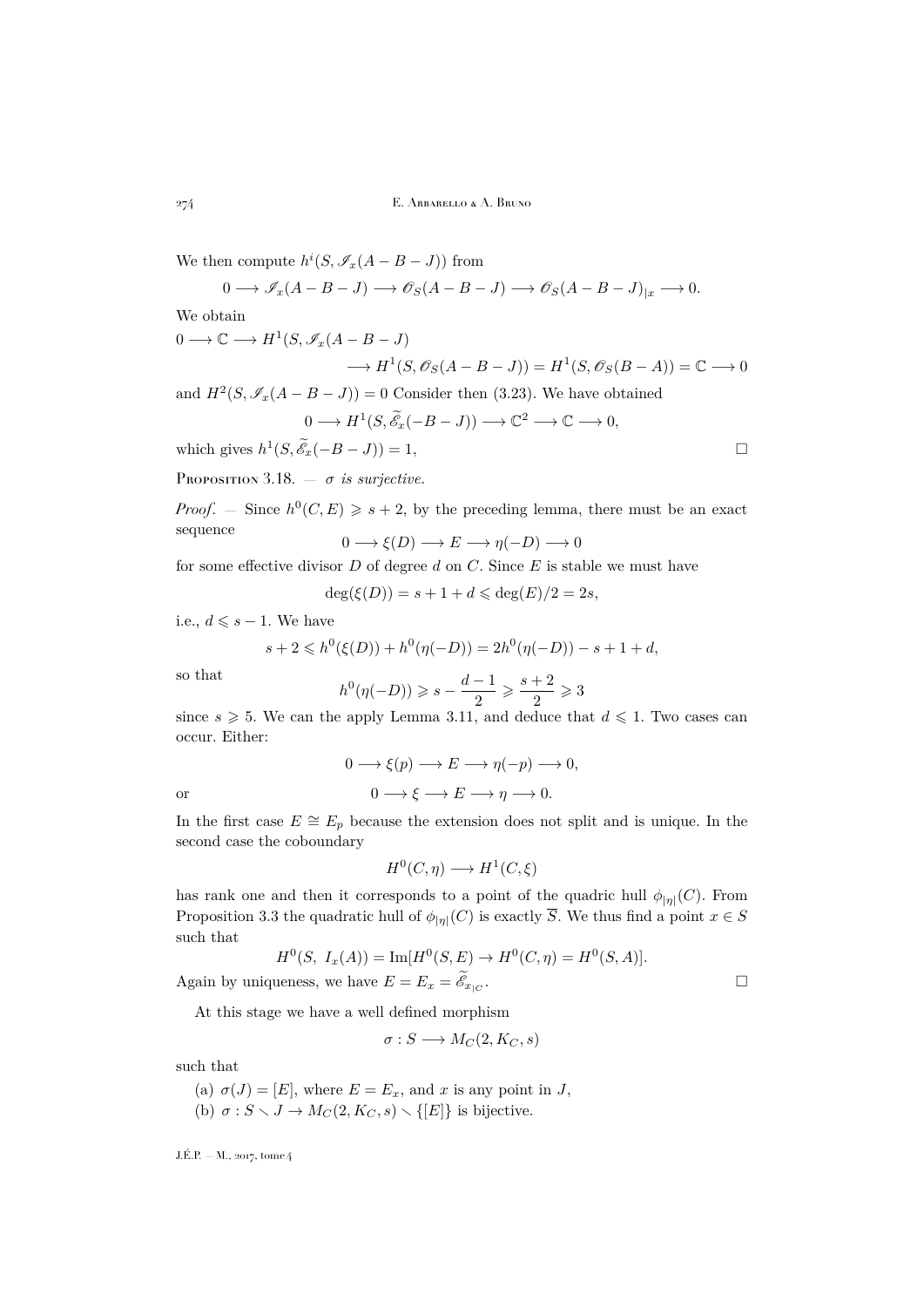We then compute $h^i(S, \mathscr{I}_x(A-B-J))$ from

$$0 \longrightarrow \mathscr{I}_x(A-B-J) \longrightarrow \mathscr{O}_S(A-B-J) \longrightarrow \mathscr{O}_S(A-B-J)_{|x} \longrightarrow 0.$$

We obtain

$$0 \longrightarrow \mathbb{C} \longrightarrow H^1(S, \mathscr{I}_x(A-B-J) \\ \longrightarrow H^1(S, \mathscr{O}_S(A-B-J)) = H^1(S, \mathscr{O}_S(B-A)) = \mathbb{C} \longrightarrow 0$$

and $H^2(S, \mathscr{I}_x(A-B-J)) = 0$ Consider then (3.23). We have obtained

$$0 \longrightarrow H^1(S, \widetilde{\mathscr{E}}_x(-B-J)) \longrightarrow \mathbb{C}^2 \longrightarrow \mathbb{C} \longrightarrow 0,$$

which gives $h^1(S, \widetilde{\mathscr{E}}_x(-B-J)) = 1$, $\square$

Proposition 3.18. — *$\sigma$ is surjective.*

*Proof.* — Since $h^0(C,E) \geqslant s+2$, by the preceding lemma, there must be an exact sequence

$$0 \longrightarrow \xi(D) \longrightarrow E \longrightarrow \eta(-D) \longrightarrow 0$$

for some effective divisor $D$ of degree $d$ on $C$. Since $E$ is stable we must have

$$\deg(\xi(D)) = s+1+d \leqslant \deg(E)/2 = 2s,$$

i.e., $d \leqslant s-1$. We have

$$s+2 \leqslant h^0(\xi(D)) + h^0(\eta(-D)) = 2h^0(\eta(-D)) - s + 1 + d,$$

so that

$$h^0(\eta(-D)) \geqslant s - \frac{d-1}{2} \geqslant \frac{s+2}{2} \geqslant 3$$

since $s \geqslant 5$. We can the apply Lemma 3.11, and deduce that $d \leqslant 1$. Two cases can occur. Either:

$$0 \longrightarrow \xi(p) \longrightarrow E \longrightarrow \eta(-p) \longrightarrow 0,$$

or

$$0 \longrightarrow \xi \longrightarrow E \longrightarrow \eta \longrightarrow 0.$$

In the first case $E \cong E_p$ because the extension does not split and is unique. In the second case the coboundary

$$H^0(C,\eta) \longrightarrow H^1(C,\xi)$$

has rank one and then it corresponds to a point of the quadric hull $\phi_{|\eta|}(C)$. From Proposition 3.3 the quadratic hull of $\phi_{|\eta|}(C)$ is exactly $\overline{S}$. We thus find a point $x \in S$ such that

$$H^0(S,\ I_x(A)) = \operatorname{Im}[H^0(S,E) \to H^0(C,\eta) = H^0(S,A)].$$

Again by uniqueness, we have $E = E_x = \widetilde{\mathscr{E}}_{x|C}$. $\square$

At this stage we have a well defined morphism

$$\sigma : S \longrightarrow M_C(2, K_C, s)$$

such that

(a) $\sigma(J) = [E]$, where $E = E_x$, and $x$ is any point in $J$,

(b) $\sigma : S \smallsetminus J \to M_C(2, K_C, s) \smallsetminus \{[E]\}$ is bijective.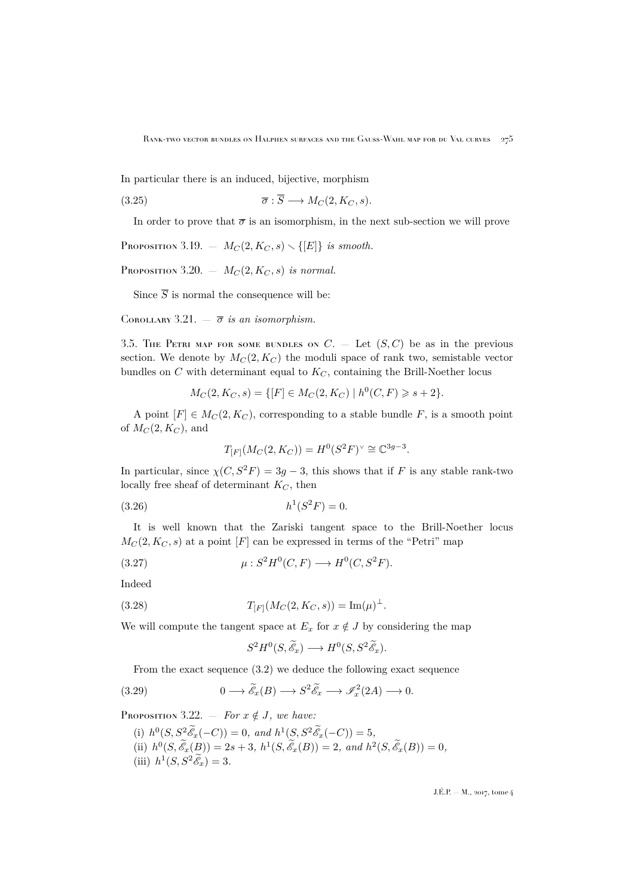In particular there is an induced, bijective, morphism

$$\overline{\sigma} : \overline{S} \longrightarrow M_C(2, K_C, s). \tag{3.25}$$

In order to prove that $\overline{\sigma}$ is an isomorphism, in the next sub-section we will prove

Proposition 3.19. — *$M_C(2, K_C, s) \smallsetminus \{[E]\}$ is smooth.*

Proposition 3.20. — *$M_C(2, K_C, s)$ is normal.*

Since $\overline{S}$ is normal the consequence will be:

Corollary 3.21. — *$\overline{\sigma}$ is an isomorphism.*

3.5. The Petri map for some bundles on $C$. — Let $(S, C)$ be as in the previous section. We denote by $M_C(2, K_C)$ the moduli space of rank two, semistable vector bundles on $C$ with determinant equal to $K_C$, containing the Brill-Noether locus

$$M_C(2, K_C, s) = \{[F] \in M_C(2, K_C) \mid h^0(C, F) \geqslant s + 2\}.$$

A point $[F] \in M_C(2, K_C)$, corresponding to a stable bundle $F$, is a smooth point of $M_C(2, K_C)$, and

$$T_{[F]}(M_C(2, K_C)) = H^0(S^2 F)^\vee \cong \mathbb{C}^{3g-3}.$$

In particular, since $\chi(C, S^2 F) = 3g - 3$, this shows that if $F$ is any stable rank-two locally free sheaf of determinant $K_C$, then

$$h^1(S^2 F) = 0. \tag{3.26}$$

It is well known that the Zariski tangent space to the Brill-Noether locus $M_C(2, K_C, s)$ at a point $[F]$ can be expressed in terms of the "Petri" map

$$\mu : S^2 H^0(C, F) \longrightarrow H^0(C, S^2 F). \tag{3.27}$$

Indeed

$$T_{[F]}(M_C(2, K_C, s)) = \operatorname{Im}(\mu)^\perp. \tag{3.28}$$

We will compute the tangent space at $E_x$ for $x \notin J$ by considering the map

$$S^2 H^0(S, \widetilde{\mathscr{E}}_x) \longrightarrow H^0(S, S^2 \widetilde{\mathscr{E}}_x).$$

From the exact sequence (3.2) we deduce the following exact sequence

$$0 \longrightarrow \widetilde{\mathscr{E}}_x(B) \longrightarrow S^2 \widetilde{\mathscr{E}}_x \longrightarrow \mathscr{I}_x^2(2A) \longrightarrow 0. \tag{3.29}$$

Proposition 3.22. — *For $x \notin J$, we have:*

(i) *$h^0(S, S^2 \widetilde{\mathscr{E}}_x(-C)) = 0$, and $h^1(S, S^2 \widetilde{\mathscr{E}}_x(-C)) = 5$,*
(ii) *$h^0(S, \widetilde{\mathscr{E}}_x(B)) = 2s + 3$, $h^1(S, \widetilde{\mathscr{E}}_x(B)) = 2$, and $h^2(S, \widetilde{\mathscr{E}}_x(B)) = 0$,*
(iii) *$h^1(S, S^2 \widetilde{\mathscr{E}}_x) = 3$.*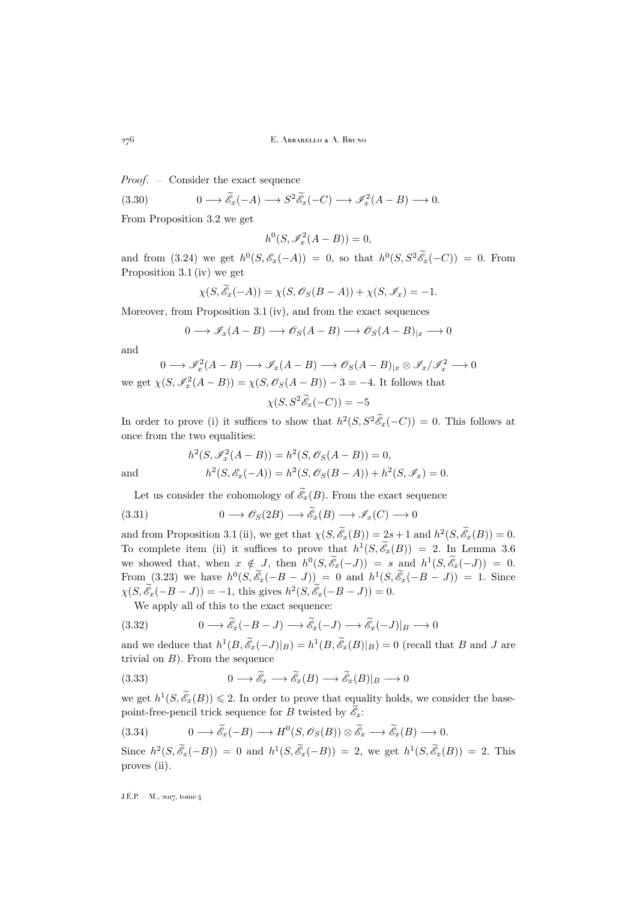*Proof*. — Consider the exact sequence

$$0 \longrightarrow \widetilde{\mathscr{E}}_x(-A) \longrightarrow S^2\widetilde{\mathscr{E}}_x(-C) \longrightarrow \mathscr{I}_x^2(A-B) \longrightarrow 0. \tag{3.30}$$

From Proposition 3.2 we get

$$h^0(S, \mathscr{I}_x^2(A-B)) = 0,$$

and from (3.24) we get $h^0(S, \mathscr{E}_x(-A)) = 0$, so that $h^0(S, S^2\widetilde{\mathscr{E}}_x(-C)) = 0$. From Proposition 3.1 (iv) we get

$$\chi(S, \widetilde{\mathscr{E}}_x(-A)) = \chi(S, \mathscr{O}_S(B-A)) + \chi(S, \mathscr{I}_x) = -1.$$

Moreover, from Proposition 3.1 (iv), and from the exact sequences

$$0 \longrightarrow \mathscr{I}_x(A-B) \longrightarrow \mathscr{O}_S(A-B) \longrightarrow \mathscr{O}_S(A-B)_{|x} \longrightarrow 0$$

and

$$0 \longrightarrow \mathscr{I}_x^2(A-B) \longrightarrow \mathscr{I}_x(A-B) \longrightarrow \mathscr{O}_S(A-B)_{|x} \otimes \mathscr{I}_x/\mathscr{I}_x^2 \longrightarrow 0$$

we get $\chi(S, \mathscr{I}_x^2(A-B)) = \chi(S, \mathscr{O}_S(A-B)) - 3 = -4$. It follows that

$$\chi(S, S^2\widetilde{\mathscr{E}}_x(-C)) = -5$$

In order to prove (i) it suffices to show that $h^2(S, S^2\widetilde{\mathscr{E}}_x(-C)) = 0$. This follows at once from the two equalities:

$$h^2(S, \mathscr{I}_x^2(A-B)) = h^2(S, \mathscr{O}_S(A-B)) = 0,$$

and

$$h^2(S, \mathscr{E}_x(-A)) = h^2(S, \mathscr{O}_S(B-A)) + h^2(S, \mathscr{I}_x) = 0.$$

Let us consider the cohomology of $\widetilde{\mathscr{E}}_x(B)$. From the exact sequence

$$0 \longrightarrow \mathscr{O}_S(2B) \longrightarrow \widetilde{\mathscr{E}}_x(B) \longrightarrow \mathscr{I}_x(C) \longrightarrow 0 \tag{3.31}$$

and from Proposition 3.1 (ii), we get that $\chi(S, \widetilde{\mathscr{E}}_x(B)) = 2s+1$ and $h^2(S, \widetilde{\mathscr{E}}_x(B)) = 0$. To complete item (ii) it suffices to prove that $h^1(S, \widetilde{\mathscr{E}}_x(B)) = 2$. In Lemma 3.6 we showed that, when $x \notin J$, then $h^0(S, \widetilde{\mathscr{E}}_x(-J)) = s$ and $h^1(S, \widetilde{\mathscr{E}}_x(-J)) = 0$. From (3.23) we have $h^0(S, \widetilde{\mathscr{E}}_x(-B-J)) = 0$ and $h^1(S, \widetilde{\mathscr{E}}_x(-B-J)) = 1$. Since $\chi(S, \widetilde{\mathscr{E}}_x(-B-J)) = -1$, this gives $h^2(S, \widetilde{\mathscr{E}}_x(-B-J)) = 0$.

We apply all of this to the exact sequence:

$$0 \longrightarrow \widetilde{\mathscr{E}}_x(-B-J) \longrightarrow \widetilde{\mathscr{E}}_x(-J) \longrightarrow \widetilde{\mathscr{E}}_x(-J)|_B \longrightarrow 0 \tag{3.32}$$

and we deduce that $h^1(B, \widetilde{\mathscr{E}}_x(-J)|_B) = h^1(B, \widetilde{\mathscr{E}}_x(B)|_B) = 0$ (recall that $B$ and $J$ are trivial on $B$). From the sequence

$$0 \longrightarrow \widetilde{\mathscr{E}}_x \longrightarrow \widetilde{\mathscr{E}}_x(B) \longrightarrow \widetilde{\mathscr{E}}_x(B)|_B \longrightarrow 0 \tag{3.33}$$

we get $h^1(S, \widetilde{\mathscr{E}}_x(B)) \leqslant 2$. In order to prove that equality holds, we consider the base-point-free-pencil trick sequence for $B$ twisted by $\widetilde{\mathscr{E}}_x$:

$$0 \longrightarrow \widetilde{\mathscr{E}}_x(-B) \longrightarrow H^0(S, \mathscr{O}_S(B)) \otimes \widetilde{\mathscr{E}}_x \longrightarrow \widetilde{\mathscr{E}}_x(B) \longrightarrow 0. \tag{3.34}$$

Since $h^2(S, \widetilde{\mathscr{E}}_x(-B)) = 0$ and $h^1(S, \widetilde{\mathscr{E}}_x(-B)) = 2$, we get $h^1(S, \widetilde{\mathscr{E}}_x(B)) = 2$. This proves (ii).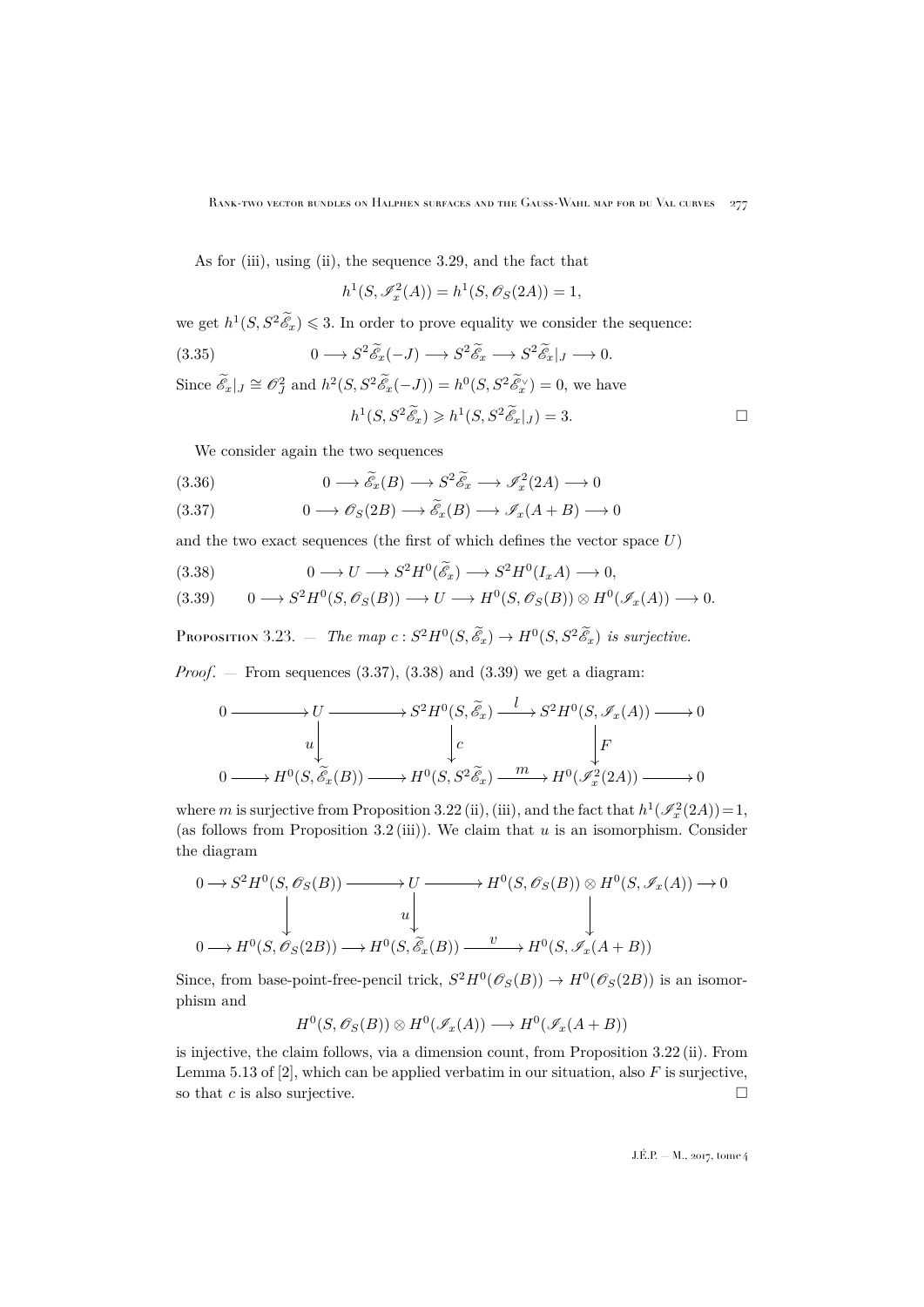As for (iii), using (ii), the sequence 3.29, and the fact that

$$h^1(S, \mathscr{I}_x^2(A)) = h^1(S, \mathscr{O}_S(2A)) = 1,$$

we get $h^1(S, S^2\widetilde{\mathscr{E}}_x) \leqslant 3$. In order to prove equality we consider the sequence:

$$0 \longrightarrow S^2\widetilde{\mathscr{E}}_x(-J) \longrightarrow S^2\widetilde{\mathscr{E}}_x \longrightarrow S^2\widetilde{\mathscr{E}}_x|_J \longrightarrow 0. \tag{3.35}$$

Since $\widetilde{\mathscr{E}}_x|_J \cong \mathscr{O}_J^2$ and $h^2(S, S^2\widetilde{\mathscr{E}}_x(-J)) = h^0(S, S^2\widetilde{\mathscr{E}}_x^\vee) = 0$, we have

$$h^1(S, S^2\widetilde{\mathscr{E}}_x) \geqslant h^1(S, S^2\widetilde{\mathscr{E}}_x|_J) = 3. \qquad \square$$

We consider again the two sequences

$$0 \longrightarrow \widetilde{\mathscr{E}}_x(B) \longrightarrow S^2\widetilde{\mathscr{E}}_x \longrightarrow \mathscr{I}_x^2(2A) \longrightarrow 0 \tag{3.36}$$

$$0 \longrightarrow \mathscr{O}_S(2B) \longrightarrow \widetilde{\mathscr{E}}_x(B) \longrightarrow \mathscr{I}_x(A+B) \longrightarrow 0 \tag{3.37}$$

and the two exact sequences (the first of which defines the vector space $U$)

$$0 \longrightarrow U \longrightarrow S^2H^0(\widetilde{\mathscr{E}}_x) \longrightarrow S^2H^0(I_xA) \longrightarrow 0, \tag{3.38}$$

$$0 \longrightarrow S^2H^0(S, \mathscr{O}_S(B)) \longrightarrow U \longrightarrow H^0(S, \mathscr{O}_S(B)) \otimes H^0(\mathscr{I}_x(A)) \longrightarrow 0. \tag{3.39}$$

Proposition 3.23. — *The map $c : S^2H^0(S, \widetilde{\mathscr{E}}_x) \to H^0(S, S^2\widetilde{\mathscr{E}}_x)$ is surjective.*

*Proof*. — From sequences (3.37), (3.38) and (3.39) we get a diagram:

$$\begin{array}{ccccccccc}
0 & \longrightarrow & U & \longrightarrow & S^2H^0(S,\widetilde{\mathscr{E}}_x) & \xrightarrow{\ l\ } & S^2H^0(S,\mathscr{I}_x(A)) & \longrightarrow & 0 \\
 & & \downarrow{\scriptstyle u} & & \downarrow{\scriptstyle c} & & \downarrow{\scriptstyle F} & & \\
0 & \longrightarrow & H^0(S,\widetilde{\mathscr{E}}_x(B)) & \longrightarrow & H^0(S,S^2\widetilde{\mathscr{E}}_x) & \xrightarrow{\ m\ } & H^0(\mathscr{I}_x^2(2A)) & \longrightarrow & 0
\end{array}$$

where $m$ is surjective from Proposition 3.22 (ii), (iii), and the fact that $h^1(\mathscr{I}_x^2(2A)) = 1$, (as follows from Proposition 3.2 (iii)). We claim that $u$ is an isomorphism. Consider the diagram

$$\begin{array}{ccccccccc}
0 & \longrightarrow & S^2H^0(S,\mathscr{O}_S(B)) & \longrightarrow & U & \longrightarrow & H^0(S,\mathscr{O}_S(B))\otimes H^0(S,\mathscr{I}_x(A)) & \longrightarrow & 0 \\
 & & \downarrow & & \downarrow{\scriptstyle u} & & \downarrow & & \\
0 & \longrightarrow & H^0(S,\mathscr{O}_S(2B)) & \longrightarrow & H^0(S,\widetilde{\mathscr{E}}_x(B)) & \xrightarrow{\ v\ } & H^0(S,\mathscr{I}_x(A+B)) & &
\end{array}$$

Since, from base-point-free-pencil trick, $S^2H^0(\mathscr{O}_S(B)) \to H^0(\mathscr{O}_S(2B))$ is an isomorphism and

$$H^0(S, \mathscr{O}_S(B)) \otimes H^0(\mathscr{I}_x(A)) \longrightarrow H^0(\mathscr{I}_x(A+B))$$

is injective, the claim follows, via a dimension count, from Proposition 3.22 (ii). From Lemma 5.13 of [2], which can be applied verbatim in our situation, also $F$ is surjective, so that $c$ is also surjective. $\square$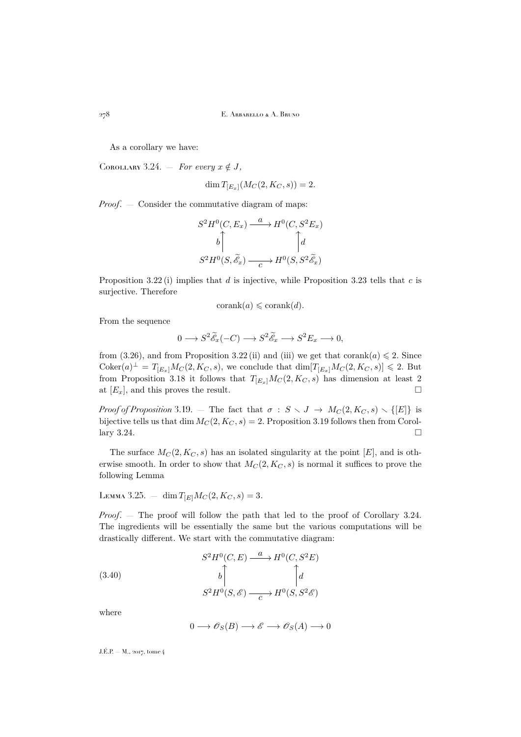As a corollary we have:

Corollary 3.24. — *For every $x \notin J$,*

$$\dim T_{[E_x]}(M_C(2, K_C, s)) = 2.$$

*Proof*. — Consider the commutative diagram of maps:

$$\begin{array}{ccc} S^2H^0(C, E_x) & \xrightarrow{\ a\ } & H^0(C, S^2E_x) \\ b\big\uparrow & & \big\uparrow d \\ S^2H^0(S, \widetilde{\mathscr{E}}_x) & \xrightarrow[\ c\ ]{} & H^0(S, S^2\widetilde{\mathscr{E}}_x) \end{array}$$

Proposition 3.22 (i) implies that $d$ is injective, while Proposition 3.23 tells that $c$ is surjective. Therefore

$$\operatorname{corank}(a) \leqslant \operatorname{corank}(d).$$

From the sequence

$$0 \longrightarrow S^2\widetilde{\mathscr{E}}_x(-C) \longrightarrow S^2\widetilde{\mathscr{E}}_x \longrightarrow S^2E_x \longrightarrow 0,$$

from (3.26), and from Proposition 3.22 (ii) and (iii) we get that $\operatorname{corank}(a) \leqslant 2$. Since $\operatorname{Coker}(a)^\perp = T_{[E_x]}M_C(2, K_C, s)$, we conclude that $\dim[T_{[E_x]}M_C(2, K_C, s)] \leqslant 2$. But from Proposition 3.18 it follows that $T_{[E_x]}M_C(2, K_C, s)$ has dimension at least 2 at $[E_x]$, and this proves the result. $\square$

*Proof of Proposition* 3.19. — The fact that $\sigma : S \smallsetminus J \to M_C(2, K_C, s) \smallsetminus \{[E]\}$ is bijective tells us that $\dim M_C(2, K_C, s) = 2$. Proposition 3.19 follows then from Corollary 3.24. $\square$

The surface $M_C(2, K_C, s)$ has an isolated singularity at the point $[E]$, and is otherwise smooth. In order to show that $M_C(2, K_C, s)$ is normal it suffices to prove the following Lemma

Lemma 3.25. — $\dim T_{[E]}M_C(2, K_C, s) = 3$.

*Proof*. — The proof will follow the path that led to the proof of Corollary 3.24. The ingredients will be essentially the same but the various computations will be drastically different. We start with the commutative diagram:

$$\begin{array}{ccc} S^2H^0(C, E) & \xrightarrow{\ a\ } & H^0(C, S^2E) \\ b\big\uparrow & & \big\uparrow d \\ S^2H^0(S, \mathscr{E}) & \xrightarrow[\ c\ ]{} & H^0(S, S^2\mathscr{E}) \end{array} \tag{3.40}$$

where

$$0 \longrightarrow \mathscr{O}_S(B) \longrightarrow \mathscr{E} \longrightarrow \mathscr{O}_S(A) \longrightarrow 0$$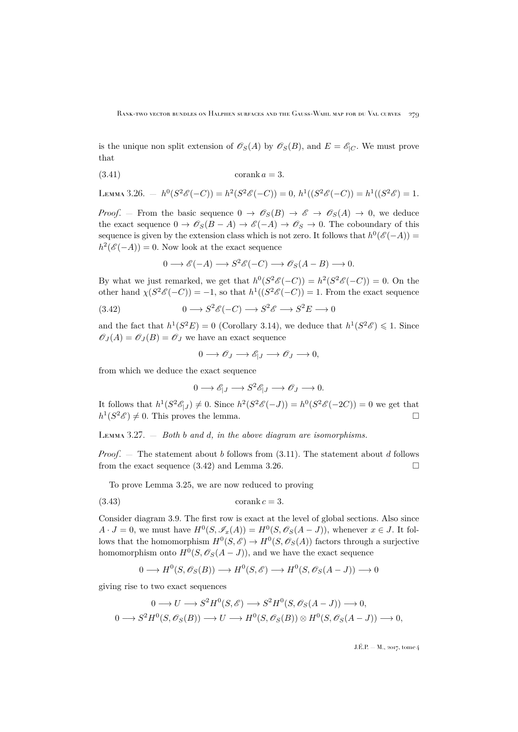is the unique non split extension of $\mathscr{O}_S(A)$ by $\mathscr{O}_S(B)$, and $E = \mathscr{E}_{|C}$. We must prove that

$$\operatorname{corank} a = 3. \tag{3.41}$$

**Lemma 3.26.** — $h^0(S^2\mathscr{E}(-C)) = h^2(S^2\mathscr{E}(-C)) = 0$, $h^1((S^2\mathscr{E}(-C)) = h^1((S^2\mathscr{E}) = 1$.

*Proof.* — From the basic sequence $0 \to \mathscr{O}_S(B) \to \mathscr{E} \to \mathscr{O}_S(A) \to 0$, we deduce the exact sequence $0 \to \mathscr{O}_S(B-A) \to \mathscr{E}(-A) \to \mathscr{O}_S \to 0$. The coboundary of this sequence is given by the extension class which is not zero. It follows that $h^0(\mathscr{E}(-A)) = h^2(\mathscr{E}(-A)) = 0$. Now look at the exact sequence

$$0 \longrightarrow \mathscr{E}(-A) \longrightarrow S^2\mathscr{E}(-C) \longrightarrow \mathscr{O}_S(A-B) \longrightarrow 0.$$

By what we just remarked, we get that $h^0(S^2\mathscr{E}(-C)) = h^2(S^2\mathscr{E}(-C)) = 0$. On the other hand $\chi(S^2\mathscr{E}(-C)) = -1$, so that $h^1((S^2\mathscr{E}(-C)) = 1$. From the exact sequence

$$0 \longrightarrow S^2\mathscr{E}(-C) \longrightarrow S^2\mathscr{E} \longrightarrow S^2E \longrightarrow 0 \tag{3.42}$$

and the fact that $h^1(S^2E) = 0$ (Corollary 3.14), we deduce that $h^1(S^2\mathscr{E}) \leqslant 1$. Since $\mathscr{O}_J(A) = \mathscr{O}_J(B) = \mathscr{O}_J$ we have an exact sequence

$$0 \longrightarrow \mathscr{O}_J \longrightarrow \mathscr{E}_{|J} \longrightarrow \mathscr{O}_J \longrightarrow 0,$$

from which we deduce the exact sequence

$$0 \longrightarrow \mathscr{E}_{|J} \longrightarrow S^2\mathscr{E}_{|J} \longrightarrow \mathscr{O}_J \longrightarrow 0.$$

It follows that $h^1(S^2\mathscr{E}_{|J}) \neq 0$. Since $h^2(S^2\mathscr{E}(-J)) = h^0(S^2\mathscr{E}(-2C)) = 0$ we get that $h^1(S^2\mathscr{E}) \neq 0$. This proves the lemma. □

**Lemma 3.27.** — *Both $b$ and $d$, in the above diagram are isomorphisms.*

*Proof.* — The statement about $b$ follows from (3.11). The statement about $d$ follows from the exact sequence (3.42) and Lemma 3.26. □

To prove Lemma 3.25, we are now reduced to proving

$$\operatorname{corank} c = 3. \tag{3.43}$$

Consider diagram 3.9. The first row is exact at the level of global sections. Also since $A \cdot J = 0$, we must have $H^0(S, \mathscr{I}_x(A)) = H^0(S, \mathscr{O}_S(A-J))$, whenever $x \in J$. It follows that the homomorphism $H^0(S,\mathscr{E}) \to H^0(S,\mathscr{O}_S(A))$ factors through a surjective homomorphism onto $H^0(S,\mathscr{O}_S(A-J))$, and we have the exact sequence

$$0 \longrightarrow H^0(S,\mathscr{O}_S(B)) \longrightarrow H^0(S,\mathscr{E}) \longrightarrow H^0(S,\mathscr{O}_S(A-J)) \longrightarrow 0$$

giving rise to two exact sequences

$$0 \longrightarrow U \longrightarrow S^2H^0(S,\mathscr{E}) \longrightarrow S^2H^0(S,\mathscr{O}_S(A-J)) \longrightarrow 0,$$

$$0 \longrightarrow S^2H^0(S,\mathscr{O}_S(B)) \longrightarrow U \longrightarrow H^0(S,\mathscr{O}_S(B)) \otimes H^0(S,\mathscr{O}_S(A-J)) \longrightarrow 0,$$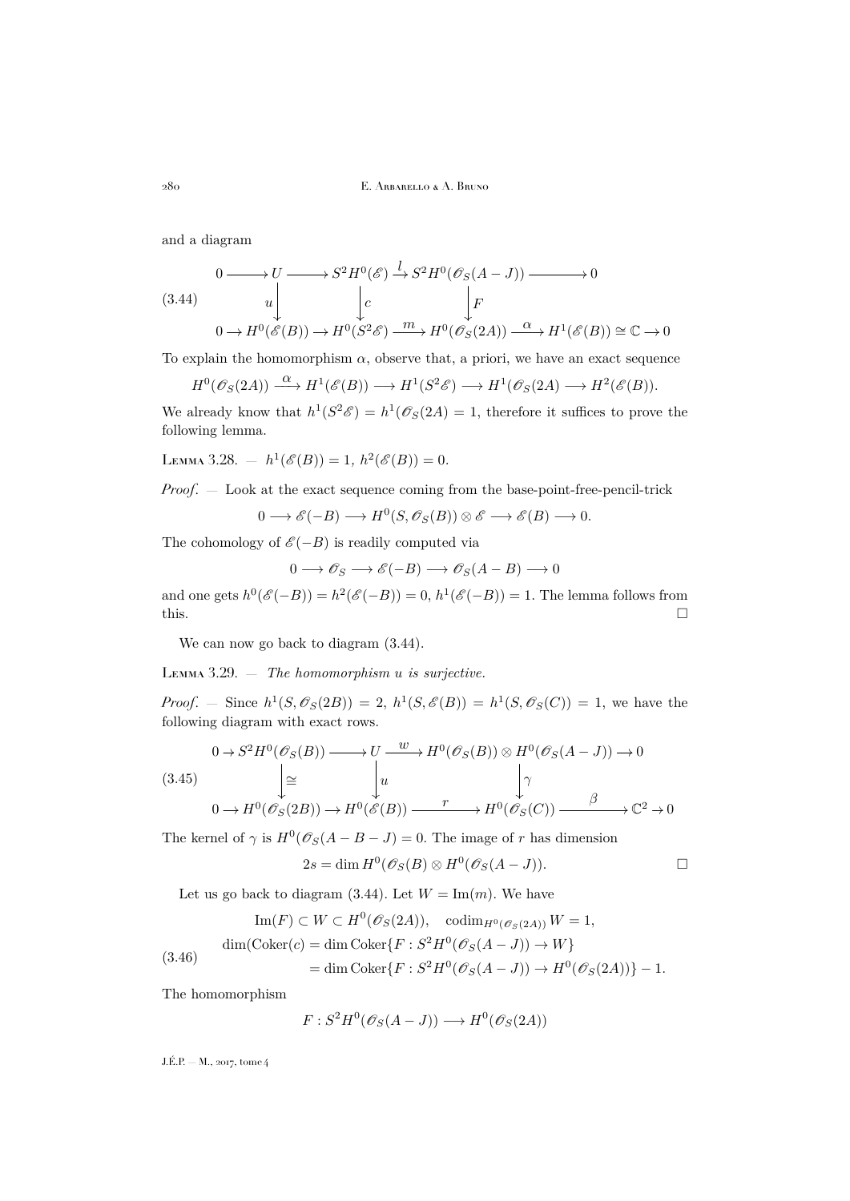and a diagram

$$
\begin{array}{ccccccccc}
0 \longrightarrow & U & \longrightarrow & S^2H^0(\mathscr{E}) & \xrightarrow{l} & S^2H^0(\mathscr{O}_S(A-J)) & \longrightarrow & 0 & \\
& \downarrow{\scriptstyle u} & & \downarrow{\scriptstyle c} & & \downarrow{\scriptstyle F} & & & \\
0 \longrightarrow & H^0(\mathscr{E}(B)) & \longrightarrow & H^0(S^2\mathscr{E}) & \xrightarrow{m} & H^0(\mathscr{O}_S(2A)) & \xrightarrow{\alpha} & H^1(\mathscr{E}(B)) \cong \mathbb{C} & \longrightarrow 0
\end{array}
\tag{3.44}
$$

To explain the homomorphism $\alpha$, observe that, a priori, we have an exact sequence

$$H^0(\mathscr{O}_S(2A)) \xrightarrow{\alpha} H^1(\mathscr{E}(B)) \longrightarrow H^1(S^2\mathscr{E}) \longrightarrow H^1(\mathscr{O}_S(2A) \longrightarrow H^2(\mathscr{E}(B)).$$

We already know that $h^1(S^2\mathscr{E}) = h^1(\mathscr{O}_S(2A) = 1$, therefore it suffices to prove the following lemma.

Lemma 3.28. — $h^1(\mathscr{E}(B)) = 1$, $h^2(\mathscr{E}(B)) = 0$.

*Proof*. — Look at the exact sequence coming from the base-point-free-pencil-trick

$$0 \longrightarrow \mathscr{E}(-B) \longrightarrow H^0(S, \mathscr{O}_S(B)) \otimes \mathscr{E} \longrightarrow \mathscr{E}(B) \longrightarrow 0.$$

The cohomology of $\mathscr{E}(-B)$ is readily computed via

$$0 \longrightarrow \mathscr{O}_S \longrightarrow \mathscr{E}(-B) \longrightarrow \mathscr{O}_S(A-B) \longrightarrow 0$$

and one gets $h^0(\mathscr{E}(-B)) = h^2(\mathscr{E}(-B)) = 0$, $h^1(\mathscr{E}(-B)) = 1$. The lemma follows from this. $\square$

We can now go back to diagram (3.44).

Lemma 3.29. — *The homomorphism $u$ is surjective.*

*Proof*. — Since $h^1(S, \mathscr{O}_S(2B)) = 2$, $h^1(S, \mathscr{E}(B)) = h^1(S, \mathscr{O}_S(C)) = 1$, we have the following diagram with exact rows.

$$
\begin{array}{ccccccccc}
0 \rightarrow & S^2H^0(\mathscr{O}_S(B)) & \longrightarrow & U & \xrightarrow{w} & H^0(\mathscr{O}_S(B)) \otimes H^0(\mathscr{O}_S(A-J)) & \rightarrow 0 & & \\
& \downarrow{\scriptstyle \cong} & & \downarrow{\scriptstyle u} & & \downarrow{\scriptstyle \gamma} & & & \\
0 \rightarrow & H^0(\mathscr{O}_S(2B)) & \rightarrow & H^0(\mathscr{E}(B)) & \xrightarrow{r} & H^0(\mathscr{O}_S(C)) & \xrightarrow{\beta} & \mathbb{C}^2 & \rightarrow 0
\end{array}
\tag{3.45}
$$

The kernel of $\gamma$ is $H^0(\mathscr{O}_S(A-B-J) = 0$. The image of $r$ has dimension

$$2s = \dim H^0(\mathscr{O}_S(B) \otimes H^0(\mathscr{O}_S(A-J)). \qquad \square$$

Let us go back to diagram (3.44). Let $W = \operatorname{Im}(m)$. We have

$$
\begin{aligned}
&\operatorname{Im}(F) \subset W \subset H^0(\mathscr{O}_S(2A)), \quad \operatorname{codim}_{H^0(\mathscr{O}_S(2A))} W = 1, \\
&\dim(\operatorname{Coker}(c) = \dim \operatorname{Coker}\{F : S^2H^0(\mathscr{O}_S(A-J)) \to W\} \\
&\qquad = \dim \operatorname{Coker}\{F : S^2H^0(\mathscr{O}_S(A-J)) \to H^0(\mathscr{O}_S(2A))\} - 1.
\end{aligned}
\tag{3.46}
$$

The homomorphism

$$F : S^2H^0(\mathscr{O}_S(A-J)) \longrightarrow H^0(\mathscr{O}_S(2A))$$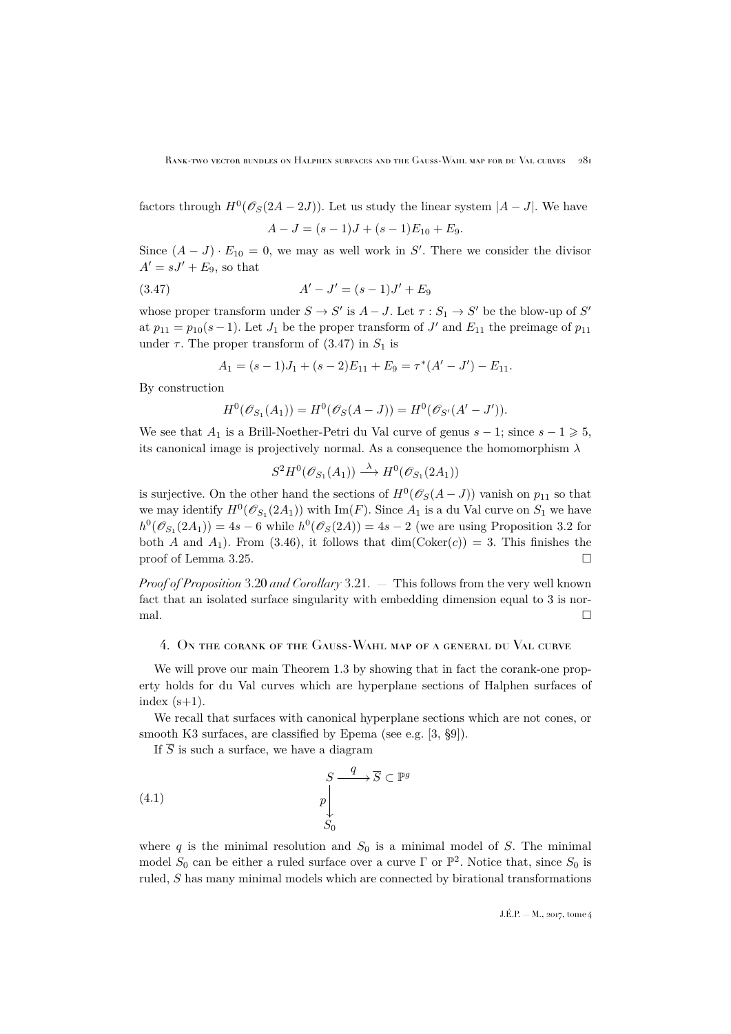factors through $H^0(\mathscr{O}_S(2A-2J))$. Let us study the linear system $|A-J|$. We have

$$A - J = (s-1)J + (s-1)E_{10} + E_9.$$

Since $(A-J)\cdot E_{10} = 0$, we may as well work in $S'$. There we consider the divisor $A' = sJ' + E_9$, so that

$$A' - J' = (s-1)J' + E_9 \tag{3.47}$$

whose proper transform under $S \to S'$ is $A - J$. Let $\tau : S_1 \to S'$ be the blow-up of $S'$ at $p_{11} = p_{10}(s-1)$. Let $J_1$ be the proper transform of $J'$ and $E_{11}$ the preimage of $p_{11}$ under $\tau$. The proper transform of (3.47) in $S_1$ is

$$A_1 = (s-1)J_1 + (s-2)E_{11} + E_9 = \tau^*(A' - J') - E_{11}.$$

By construction

$$H^0(\mathscr{O}_{S_1}(A_1)) = H^0(\mathscr{O}_S(A-J)) = H^0(\mathscr{O}_{S'}(A'-J')).$$

We see that $A_1$ is a Brill-Noether-Petri du Val curve of genus $s-1$; since $s-1 \geqslant 5$, its canonical image is projectively normal. As a consequence the homomorphism $\lambda$

$$S^2H^0(\mathscr{O}_{S_1}(A_1)) \xrightarrow{\lambda} H^0(\mathscr{O}_{S_1}(2A_1))$$

is surjective. On the other hand the sections of $H^0(\mathscr{O}_S(A-J))$ vanish on $p_{11}$ so that we may identify $H^0(\mathscr{O}_{S_1}(2A_1))$ with $\mathrm{Im}(F)$. Since $A_1$ is a du Val curve on $S_1$ we have $h^0(\mathscr{O}_{S_1}(2A_1)) = 4s-6$ while $h^0(\mathscr{O}_S(2A)) = 4s-2$ (we are using Proposition 3.2 for both $A$ and $A_1$). From (3.46), it follows that $\dim(\mathrm{Coker}(c)) = 3$. This finishes the proof of Lemma 3.25. $\square$

*Proof of Proposition* 3.20 *and Corollary* 3.21. — This follows from the very well known fact that an isolated surface singularity with embedding dimension equal to 3 is normal. $\square$

## 4. On the corank of the Gauss-Wahl map of a general du Val curve

We will prove our main Theorem 1.3 by showing that in fact the corank-one property holds for du Val curves which are hyperplane sections of Halphen surfaces of index (s+1).

We recall that surfaces with canonical hyperplane sections which are not cones, or smooth K3 surfaces, are classified by Epema (see e.g. [3, §9]).

If $\overline{S}$ is such a surface, we have a diagram

$$\begin{array}{ccc} S & \xrightarrow{\ q\ } & \overline{S} \subset \mathbb{P}^g \\ {\scriptstyle p}\big\downarrow & & \\ S_0 & & \end{array} \tag{4.1}$$

where $q$ is the minimal resolution and $S_0$ is a minimal model of $S$. The minimal model $S_0$ can be either a ruled surface over a curve $\Gamma$ or $\mathbb{P}^2$. Notice that, since $S_0$ is ruled, $S$ has many minimal models which are connected by birational transformations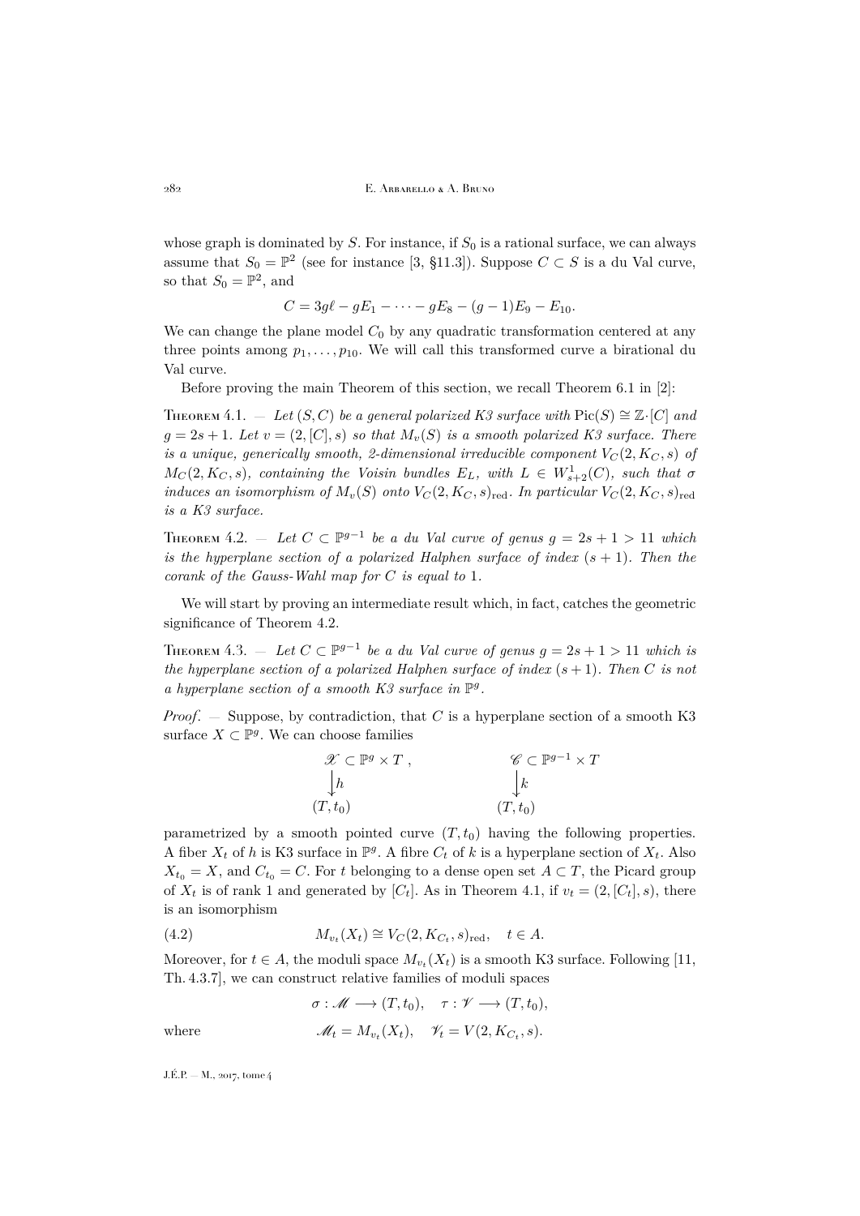whose graph is dominated by $S$. For instance, if $S_0$ is a rational surface, we can always assume that $S_0 = \mathbb{P}^2$ (see for instance [3, §11.3]). Suppose $C \subset S$ is a du Val curve, so that $S_0 = \mathbb{P}^2$, and

$$C = 3g\ell - gE_1 - \cdots - gE_8 - (g-1)E_9 - E_{10}.$$

We can change the plane model $C_0$ by any quadratic transformation centered at any three points among $p_1, \ldots, p_{10}$. We will call this transformed curve a birational du Val curve.

Before proving the main Theorem of this section, we recall Theorem 6.1 in [2]:

Theorem 4.1. — *Let $(S, C)$ be a general polarized K3 surface with $\mathrm{Pic}(S) \cong \mathbb{Z}\cdot[C]$ and $g = 2s+1$. Let $v = (2, [C], s)$ so that $M_v(S)$ is a smooth polarized K3 surface. There is a unique, generically smooth, 2-dimensional irreducible component $V_C(2, K_C, s)$ of $M_C(2, K_C, s)$, containing the Voisin bundles $E_L$, with $L \in W^1_{s+2}(C)$, such that $\sigma$ induces an isomorphism of $M_v(S)$ onto $V_C(2, K_C, s)_{\mathrm{red}}$. In particular $V_C(2, K_C, s)_{\mathrm{red}}$ is a K3 surface.*

Theorem 4.2. — *Let $C \subset \mathbb{P}^{g-1}$ be a du Val curve of genus $g = 2s+1 > 11$ which is the hyperplane section of a polarized Halphen surface of index $(s+1)$. Then the corank of the Gauss-Wahl map for $C$ is equal to 1.*

We will start by proving an intermediate result which, in fact, catches the geometric significance of Theorem 4.2.

Theorem 4.3. — *Let $C \subset \mathbb{P}^{g-1}$ be a du Val curve of genus $g = 2s+1 > 11$ which is the hyperplane section of a polarized Halphen surface of index $(s+1)$. Then $C$ is not a hyperplane section of a smooth K3 surface in $\mathbb{P}^g$.*

*Proof*. — Suppose, by contradiction, that $C$ is a hyperplane section of a smooth K3 surface $X \subset \mathbb{P}^g$. We can choose families

$$\begin{array}{ccc} \mathscr{X} \subset \mathbb{P}^g \times T\,, & \qquad & \mathscr{C} \subset \mathbb{P}^{g-1} \times T \\ \downarrow h & & \downarrow k \\ (T, t_0) & & (T, t_0) \end{array}$$

parametrized by a smooth pointed curve $(T, t_0)$ having the following properties. A fiber $X_t$ of $h$ is K3 surface in $\mathbb{P}^g$. A fibre $C_t$ of $k$ is a hyperplane section of $X_t$. Also $X_{t_0} = X$, and $C_{t_0} = C$. For $t$ belonging to a dense open set $A \subset T$, the Picard group of $X_t$ is of rank 1 and generated by $[C_t]$. As in Theorem 4.1, if $v_t = (2, [C_t], s)$, there is an isomorphism

$$M_{v_t}(X_t) \cong V_C(2, K_{C_t}, s)_{\mathrm{red}}, \quad t \in A. \tag{4.2}$$

Moreover, for $t \in A$, the moduli space $M_{v_t}(X_t)$ is a smooth K3 surface. Following [11, Th. 4.3.7], we can construct relative families of moduli spaces

$$\sigma : \mathscr{M} \longrightarrow (T, t_0), \quad \tau : \mathscr{V} \longrightarrow (T, t_0),$$

where $\qquad\qquad \mathscr{M}_t = M_{v_t}(X_t), \quad \mathscr{V}_t = V(2, K_{C_t}, s).$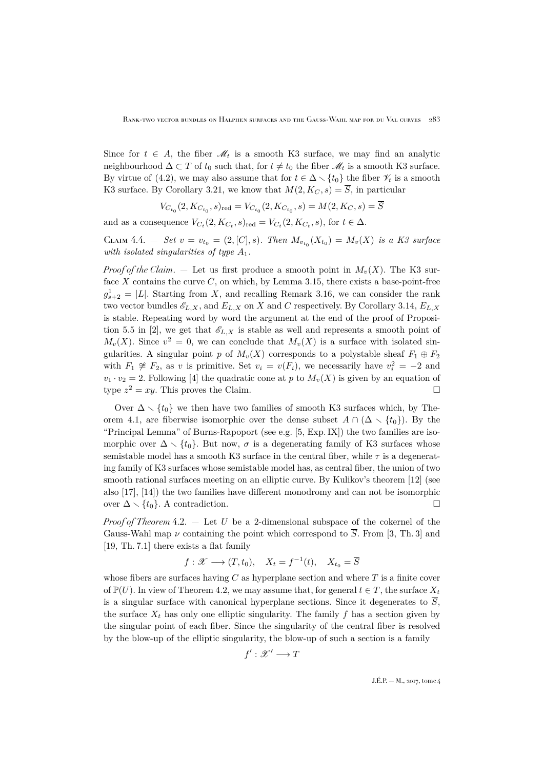Since for $t \in A$, the fiber $\mathscr{M}_t$ is a smooth K3 surface, we may find an analytic neighbourhood $\Delta \subset T$ of $t_0$ such that, for $t \neq t_0$ the fiber $\mathscr{M}_t$ is a smooth K3 surface. By virtue of (4.2), we may also assume that for $t \in \Delta \smallsetminus \{t_0\}$ the fiber $\mathscr{V}_t$ is a smooth K3 surface. By Corollary 3.21, we know that $M(2, K_C, s) = \overline{S}$, in particular

$$V_{C_{t_0}}(2, K_{C_{t_0}}, s)_{\mathrm{red}} = V_{C_{t_0}}(2, K_{C_{t_0}}, s) = M(2, K_C, s) = \overline{S}$$

and as a consequence $V_{C_t}(2, K_{C_t}, s)_{\mathrm{red}} = V_{C_t}(2, K_{C_t}, s)$, for $t \in \Delta$.

Claim 4.4. — *Set $v = v_{t_0} = (2, [C], s)$. Then $M_{v_{t_0}}(X_{t_0}) = M_v(X)$ is a K3 surface with isolated singularities of type $A_1$.*

*Proof of the Claim*. — Let us first produce a smooth point in $M_v(X)$. The K3 surface $X$ contains the curve $C$, on which, by Lemma 3.15, there exists a base-point-free $g^1_{s+2} = |L|$. Starting from $X$, and recalling Remark 3.16, we can consider the rank two vector bundles $\mathscr{E}_{L,X}$, and $E_{L,X}$ on $X$ and $C$ respectively. By Corollary 3.14, $E_{L,X}$ is stable. Repeating word by word the argument at the end of the proof of Proposition 5.5 in [2], we get that $\mathscr{E}_{L,X}$ is stable as well and represents a smooth point of $M_v(X)$. Since $v^2 = 0$, we can conclude that $M_v(X)$ is a surface with isolated singularities. A singular point $p$ of $M_v(X)$ corresponds to a polystable sheaf $F_1 \oplus F_2$ with $F_1 \not\cong F_2$, as $v$ is primitive. Set $v_i = v(F_i)$, we necessarily have $v_i^2 = -2$ and $v_1 \cdot v_2 = 2$. Following [4] the quadratic cone at $p$ to $M_v(X)$ is given by an equation of type $z^2 = xy$. This proves the Claim. □

Over $\Delta \smallsetminus \{t_0\}$ we then have two families of smooth K3 surfaces which, by Theorem 4.1, are fiberwise isomorphic over the dense subset $A \cap (\Delta \smallsetminus \{t_0\})$. By the "Principal Lemma" of Burns-Rapoport (see e.g. [5, Exp. IX]) the two families are isomorphic over $\Delta \smallsetminus \{t_0\}$. But now, $\sigma$ is a degenerating family of K3 surfaces whose semistable model has a smooth K3 surface in the central fiber, while $\tau$ is a degenerating family of K3 surfaces whose semistable model has, as central fiber, the union of two smooth rational surfaces meeting on an elliptic curve. By Kulikov's theorem [12] (see also [17], [14]) the two families have different monodromy and can not be isomorphic over $\Delta \smallsetminus \{t_0\}$. A contradiction. □

*Proof of Theorem* 4.2. — Let $U$ be a 2-dimensional subspace of the cokernel of the Gauss-Wahl map $\nu$ containing the point which correspond to $\overline{S}$. From [3, Th. 3] and [19, Th. 7.1] there exists a flat family

$$f : \mathscr{X} \longrightarrow (T, t_0), \quad X_t = f^{-1}(t), \quad X_{t_0} = \overline{S}$$

whose fibers are surfaces having $C$ as hyperplane section and where $T$ is a finite cover of $\mathbb{P}(U)$. In view of Theorem 4.2, we may assume that, for general $t \in T$, the surface $X_t$ is a singular surface with canonical hyperplane sections. Since it degenerates to $\overline{S}$, the surface $X_t$ has only one elliptic singularity. The family $f$ has a section given by the singular point of each fiber. Since the singularity of the central fiber is resolved by the blow-up of the elliptic singularity, the blow-up of such a section is a family

$$f' : \mathscr{X}' \longrightarrow T$$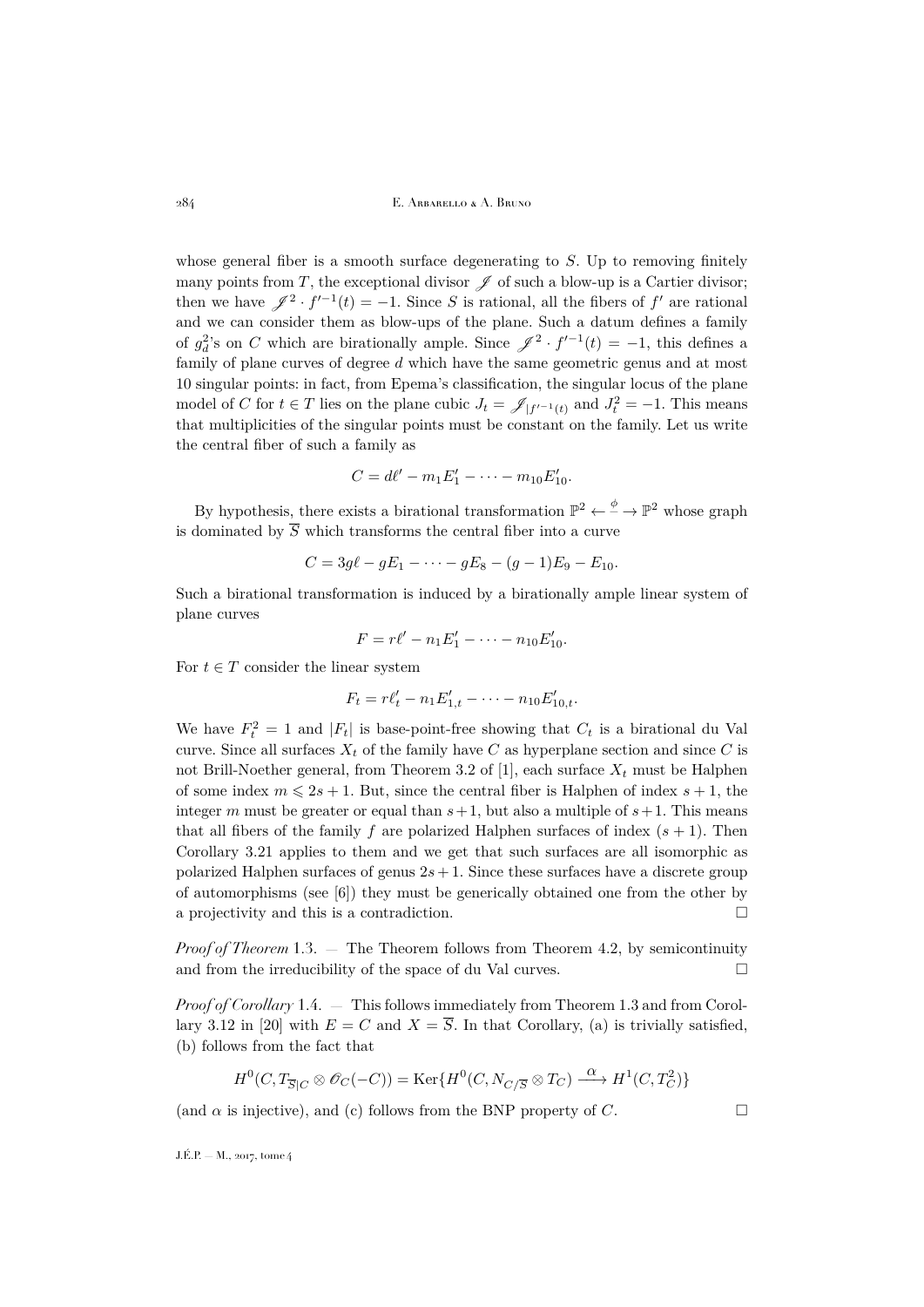whose general fiber is a smooth surface degenerating to $S$. Up to removing finitely many points from $T$, the exceptional divisor $\mathscr{J}$ of such a blow-up is a Cartier divisor; then we have $\mathscr{J}^2 \cdot f'^{-1}(t) = -1$. Since $S$ is rational, all the fibers of $f'$ are rational and we can consider them as blow-ups of the plane. Such a datum defines a family of $g^2_d$'s on $C$ which are birationally ample. Since $\mathscr{J}^2 \cdot f'^{-1}(t) = -1$, this defines a family of plane curves of degree $d$ which have the same geometric genus and at most 10 singular points: in fact, from Epema's classification, the singular locus of the plane model of $C$ for $t \in T$ lies on the plane cubic $J_t = \mathscr{J}_{|f'^{-1}(t)}$ and $J_t^2 = -1$. This means that multiplicities of the singular points must be constant on the family. Let us write the central fiber of such a family as

$$C = d\ell' - m_1 E'_1 - \cdots - m_{10} E'_{10}.$$

By hypothesis, there exists a birational transformation $\mathbb{P}^2 \xleftarrow{\ \phi\ } \mathbb{P}^2$ whose graph is dominated by $\overline{S}$ which transforms the central fiber into a curve

$$C = 3g\ell - gE_1 - \cdots - gE_8 - (g-1)E_9 - E_{10}.$$

Such a birational transformation is induced by a birationally ample linear system of plane curves

$$F = r\ell' - n_1 E'_1 - \cdots - n_{10} E'_{10}.$$

For $t \in T$ consider the linear system

$$F_t = r\ell'_t - n_1 E'_{1,t} - \cdots - n_{10} E'_{10,t}.$$

We have $F_t^2 = 1$ and $|F_t|$ is base-point-free showing that $C_t$ is a birational du Val curve. Since all surfaces $X_t$ of the family have $C$ as hyperplane section and since $C$ is not Brill-Noether general, from Theorem 3.2 of [1], each surface $X_t$ must be Halphen of some index $m \leqslant 2s+1$. But, since the central fiber is Halphen of index $s+1$, the integer $m$ must be greater or equal than $s+1$, but also a multiple of $s+1$. This means that all fibers of the family $f$ are polarized Halphen surfaces of index $(s+1)$. Then Corollary 3.21 applies to them and we get that such surfaces are all isomorphic as polarized Halphen surfaces of genus $2s+1$. Since these surfaces have a discrete group of automorphisms (see [6]) they must be generically obtained one from the other by a projectivity and this is a contradiction. $\square$

*Proof of Theorem* 1.3. — The Theorem follows from Theorem 4.2, by semicontinuity and from the irreducibility of the space of du Val curves. $\square$

*Proof of Corollary* 1.4. — This follows immediately from Theorem 1.3 and from Corollary 3.12 in [20] with $E = C$ and $X = \overline{S}$. In that Corollary, (a) is trivially satisfied, (b) follows from the fact that

$$H^0(C, T_{\overline{S}|C} \otimes \mathscr{O}_C(-C)) = \operatorname{Ker}\{H^0(C, N_{C/\overline{S}} \otimes T_C) \xrightarrow{\ \alpha\ } H^1(C, T_C^2)\}$$

(and $\alpha$ is injective), and (c) follows from the BNP property of $C$. $\square$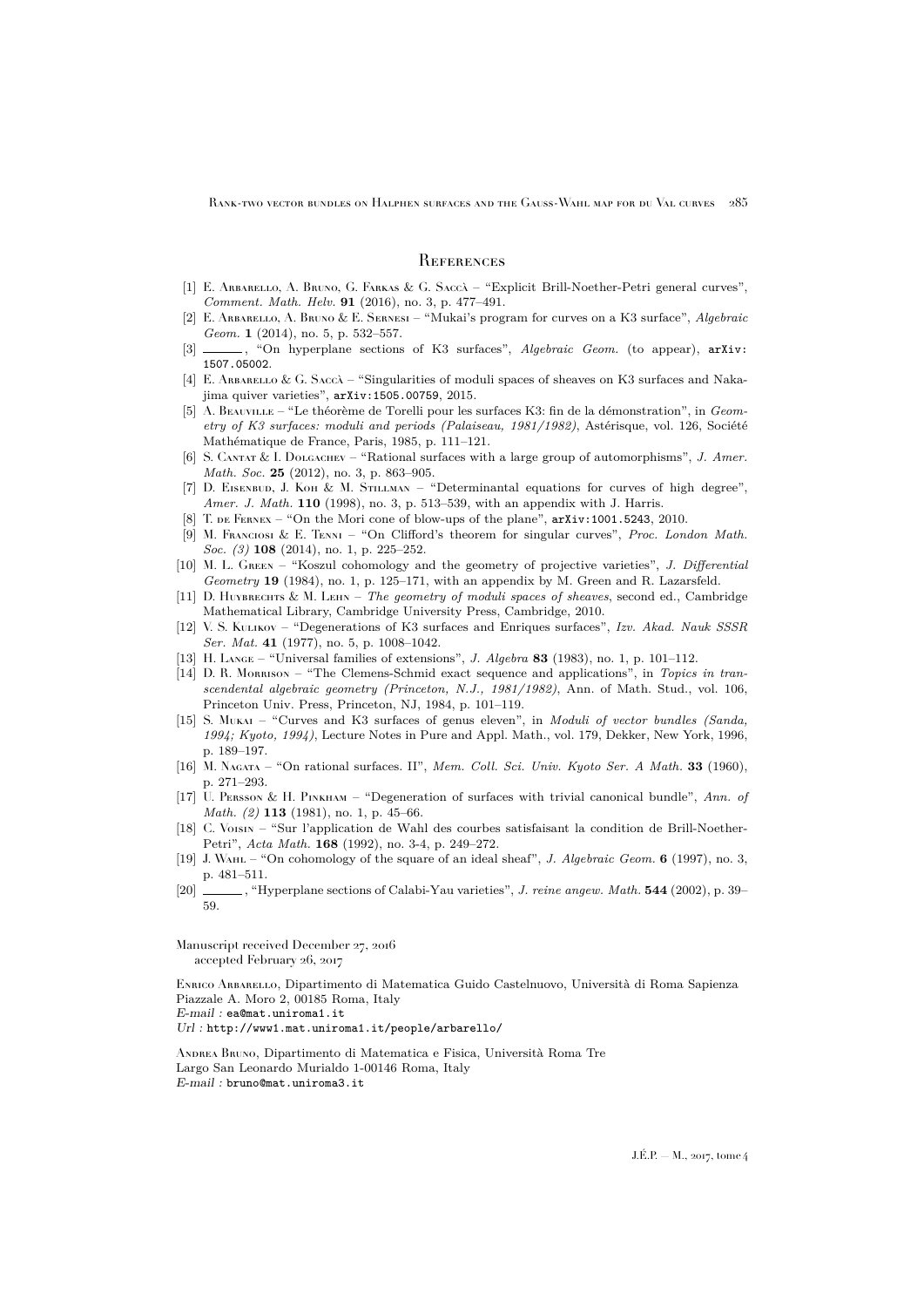## References

[1] E. Arbarello, A. Bruno, G. Farkas & G. Saccà – "Explicit Brill-Noether-Petri general curves", *Comment. Math. Helv.* **91** (2016), no. 3, p. 477–491.

[2] E. Arbarello, A. Bruno & E. Sernesi – "Mukai's program for curves on a K3 surface", *Algebraic Geom.* **1** (2014), no. 5, p. 532–557.

[3] ———, "On hyperplane sections of K3 surfaces", *Algebraic Geom.* (to appear), arXiv:1507.05002.

[4] E. Arbarello & G. Saccà – "Singularities of moduli spaces of sheaves on K3 surfaces and Nakajima quiver varieties", arXiv:1505.00759, 2015.

[5] A. Beauville – "Le théorème de Torelli pour les surfaces K3: fin de la démonstration", in *Geometry of K3 surfaces: moduli and periods (Palaiseau, 1981/1982)*, Astérisque, vol. 126, Société Mathématique de France, Paris, 1985, p. 111–121.

[6] S. Cantat & I. Dolgachev – "Rational surfaces with a large group of automorphisms", *J. Amer. Math. Soc.* **25** (2012), no. 3, p. 863–905.

[7] D. Eisenbud, J. Koh & M. Stillman – "Determinantal equations for curves of high degree", *Amer. J. Math.* **110** (1998), no. 3, p. 513–539, with an appendix with J. Harris.

[8] T. de Fernex – "On the Mori cone of blow-ups of the plane", arXiv:1001.5243, 2010.

[9] M. Franciosi & E. Tenni – "On Clifford's theorem for singular curves", *Proc. London Math. Soc. (3)* **108** (2014), no. 1, p. 225–252.

[10] M. L. Green – "Koszul cohomology and the geometry of projective varieties", *J. Differential Geometry* **19** (1984), no. 1, p. 125–171, with an appendix by M. Green and R. Lazarsfeld.

[11] D. Huybrechts & M. Lehn – *The geometry of moduli spaces of sheaves*, second ed., Cambridge Mathematical Library, Cambridge University Press, Cambridge, 2010.

[12] V. S. Kulikov – "Degenerations of K3 surfaces and Enriques surfaces", *Izv. Akad. Nauk SSSR Ser. Mat.* **41** (1977), no. 5, p. 1008–1042.

[13] H. Lange – "Universal families of extensions", *J. Algebra* **83** (1983), no. 1, p. 101–112.

[14] D. R. Morrison – "The Clemens-Schmid exact sequence and applications", in *Topics in transcendental algebraic geometry (Princeton, N.J., 1981/1982)*, Ann. of Math. Stud., vol. 106, Princeton Univ. Press, Princeton, NJ, 1984, p. 101–119.

[15] S. Mukai – "Curves and K3 surfaces of genus eleven", in *Moduli of vector bundles (Sanda, 1994; Kyoto, 1994)*, Lecture Notes in Pure and Appl. Math., vol. 179, Dekker, New York, 1996, p. 189–197.

[16] M. Nagata – "On rational surfaces. II", *Mem. Coll. Sci. Univ. Kyoto Ser. A Math.* **33** (1960), p. 271–293.

[17] U. Persson & H. Pinkham – "Degeneration of surfaces with trivial canonical bundle", *Ann. of Math. (2)* **113** (1981), no. 1, p. 45–66.

[18] C. Voisin – "Sur l'application de Wahl des courbes satisfaisant la condition de Brill-Noether-Petri", *Acta Math.* **168** (1992), no. 3-4, p. 249–272.

[19] J. Wahl – "On cohomology of the square of an ideal sheaf", *J. Algebraic Geom.* **6** (1997), no. 3, p. 481–511.

[20] ———, "Hyperplane sections of Calabi-Yau varieties", *J. reine angew. Math.* **544** (2002), p. 39–59.

Manuscript received December 27, 2016
accepted February 26, 2017

Enrico Arbarello, Dipartimento di Matematica Guido Castelnuovo, Università di Roma Sapienza
Piazzale A. Moro 2, 00185 Roma, Italy
*E-mail :* ea@mat.uniroma1.it
*Url :* http://www1.mat.uniroma1.it/people/arbarello/

Andrea Bruno, Dipartimento di Matematica e Fisica, Università Roma Tre
Largo San Leonardo Murialdo 1-00146 Roma, Italy
*E-mail :* bruno@mat.uniroma3.it